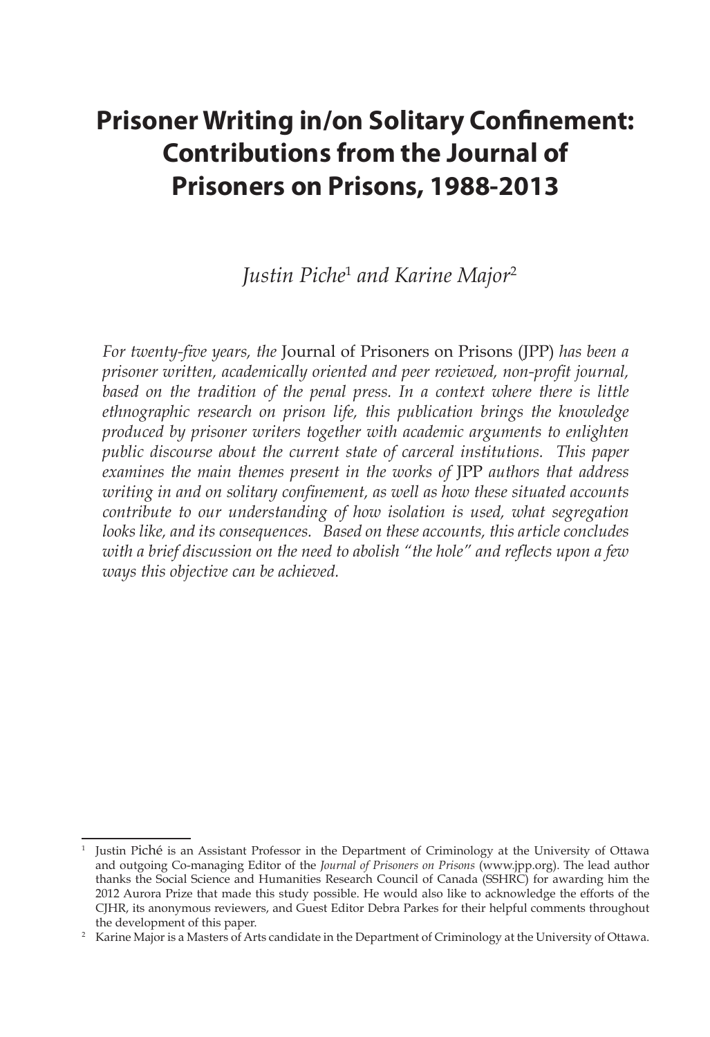# Prisoner Writing in/on Solitary Confinement: Contributions from the Journal of Prisoners on Prisons, 1988-2013

*Justin Piche*[1] *and Karine Major*[2]

*For twenty-five years, the* Journal of Prisoners on Prisons (JPP) *has been a prisoner written, academically oriented and peer reviewed, non-profit journal, based on the tradition of the penal press. In a context where there is little ethnographic research on prison life, this publication brings the knowledge produced by prisoner writers together with academic arguments to enlighten public discourse about the current state of carceral institutions. This paper examines the main themes present in the works of* JPP *authors that address writing in and on solitary confinement, as well as how these situated accounts contribute to our understanding of how isolation is used, what segregation looks like, and its consequences. Based on these accounts, this article concludes with a brief discussion on the need to abolish "the hole" and reflects upon a few ways this objective can be achieved.*

---

[1] Justin Piché is an Assistant Professor in the Department of Criminology at the University of Ottawa and outgoing Co-managing Editor of the *Journal of Prisoners on Prisons* (www.jpp.org). The lead author thanks the Social Science and Humanities Research Council of Canada (SSHRC) for awarding him the 2012 Aurora Prize that made this study possible. He would also like to acknowledge the efforts of the CJHR, its anonymous reviewers, and Guest Editor Debra Parkes for their helpful comments throughout the development of this paper.

[2] Karine Major is a Masters of Arts candidate in the Department of Criminology at the University of Ottawa.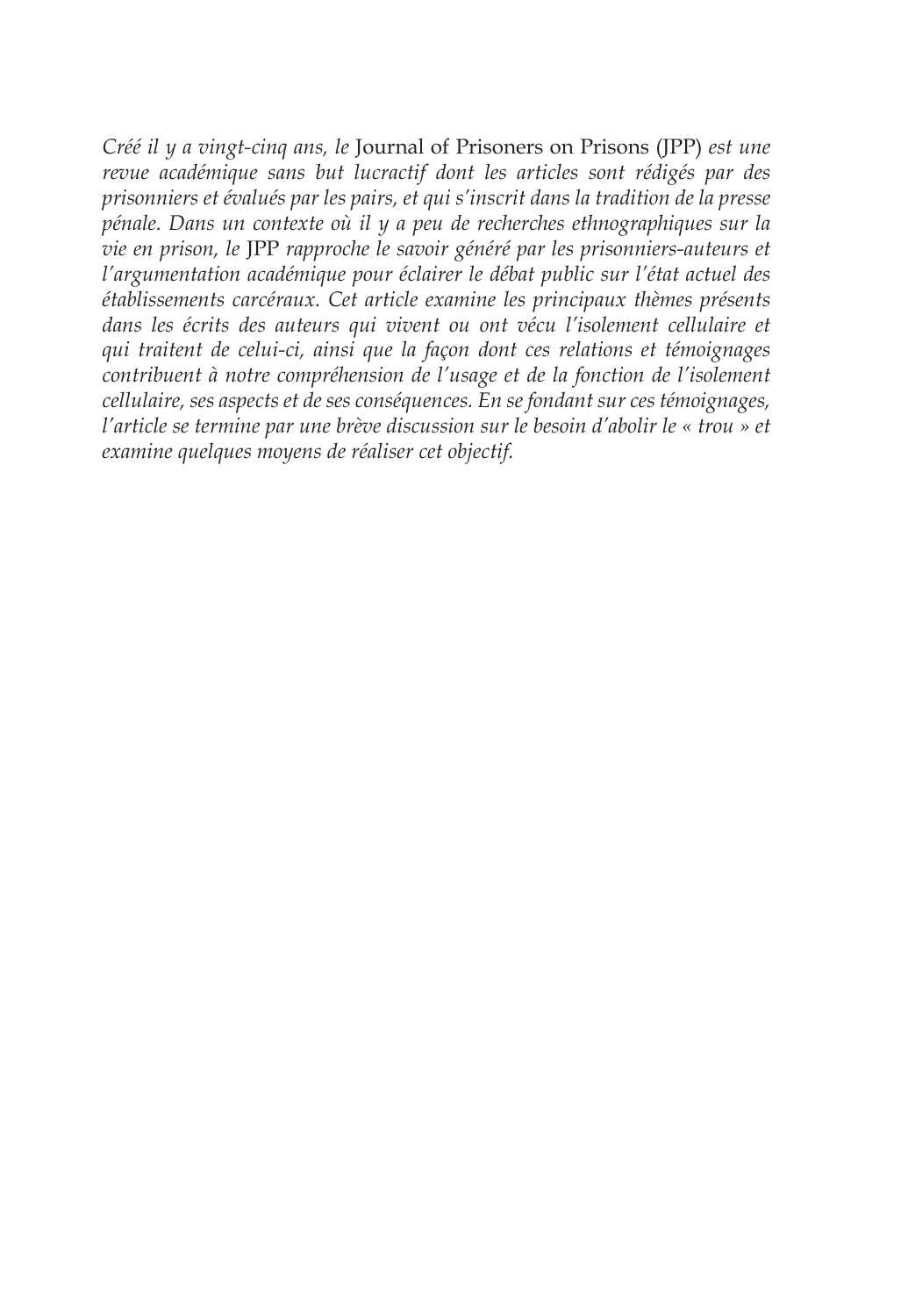*Créé il y a vingt-cinq ans, le* Journal of Prisoners on Prisons (JPP) *est une revue académique sans but lucractif dont les articles sont rédigés par des prisonniers et évalués par les pairs, et qui s'inscrit dans la tradition de la presse pénale. Dans un contexte où il y a peu de recherches ethnographiques sur la vie en prison, le* JPP *rapproche le savoir généré par les prisonniers-auteurs et l'argumentation académique pour éclairer le débat public sur l'état actuel des établissements carcéraux. Cet article examine les principaux thèmes présents dans les écrits des auteurs qui vivent ou ont vécu l'isolement cellulaire et qui traitent de celui-ci, ainsi que la façon dont ces relations et témoignages contribuent à notre compréhension de l'usage et de la fonction de l'isolement cellulaire, ses aspects et de ses conséquences. En se fondant sur ces témoignages, l'article se termine par une brève discussion sur le besoin d'abolir le « trou » et examine quelques moyens de réaliser cet objectif.*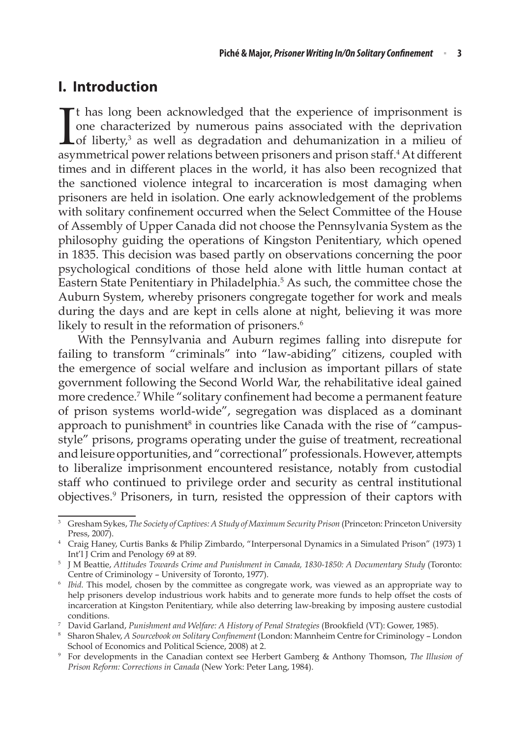## I. Introduction

It has long been acknowledged that the experience of imprisonment is one characterized by numerous pains associated with the deprivation of liberty,[3] as well as degradation and dehumanization in a milieu of asymmetrical power relations between prisoners and prison staff.[4] At different times and in different places in the world, it has also been recognized that the sanctioned violence integral to incarceration is most damaging when prisoners are held in isolation. One early acknowledgement of the problems with solitary confinement occurred when the Select Committee of the House of Assembly of Upper Canada did not choose the Pennsylvania System as the philosophy guiding the operations of Kingston Penitentiary, which opened in 1835. This decision was based partly on observations concerning the poor psychological conditions of those held alone with little human contact at Eastern State Penitentiary in Philadelphia.[5] As such, the committee chose the Auburn System, whereby prisoners congregate together for work and meals during the days and are kept in cells alone at night, believing it was more likely to result in the reformation of prisoners.[6]

With the Pennsylvania and Auburn regimes falling into disrepute for failing to transform "criminals" into "law-abiding" citizens, coupled with the emergence of social welfare and inclusion as important pillars of state government following the Second World War, the rehabilitative ideal gained more credence.[7] While "solitary confinement had become a permanent feature of prison systems world-wide", segregation was displaced as a dominant approach to punishment[8] in countries like Canada with the rise of "campus-style" prisons, programs operating under the guise of treatment, recreational and leisure opportunities, and "correctional" professionals. However, attempts to liberalize imprisonment encountered resistance, notably from custodial staff who continued to privilege order and security as central institutional objectives.[9] Prisoners, in turn, resisted the oppression of their captors with

---

[3] Gresham Sykes, *The Society of Captives: A Study of Maximum Security Prison* (Princeton: Princeton University Press, 2007).

[4] Craig Haney, Curtis Banks & Philip Zimbardo, "Interpersonal Dynamics in a Simulated Prison" (1973) 1 Int'l J Crim and Penology 69 at 89.

[5] J M Beattie, *Attitudes Towards Crime and Punishment in Canada, 1830-1850: A Documentary Study* (Toronto: Centre of Criminology – University of Toronto, 1977).

[6] *Ibid*. This model, chosen by the committee as congregate work, was viewed as an appropriate way to help prisoners develop industrious work habits and to generate more funds to help offset the costs of incarceration at Kingston Penitentiary, while also deterring law-breaking by imposing austere custodial conditions.

[7] David Garland, *Punishment and Welfare: A History of Penal Strategies* (Brookfield (VT): Gower, 1985).

[8] Sharon Shalev, *A Sourcebook on Solitary Confinement* (London: Mannheim Centre for Criminology – London School of Economics and Political Science, 2008) at 2.

[9] For developments in the Canadian context see Herbert Gamberg & Anthony Thomson, *The Illusion of Prison Reform: Corrections in Canada* (New York: Peter Lang, 1984).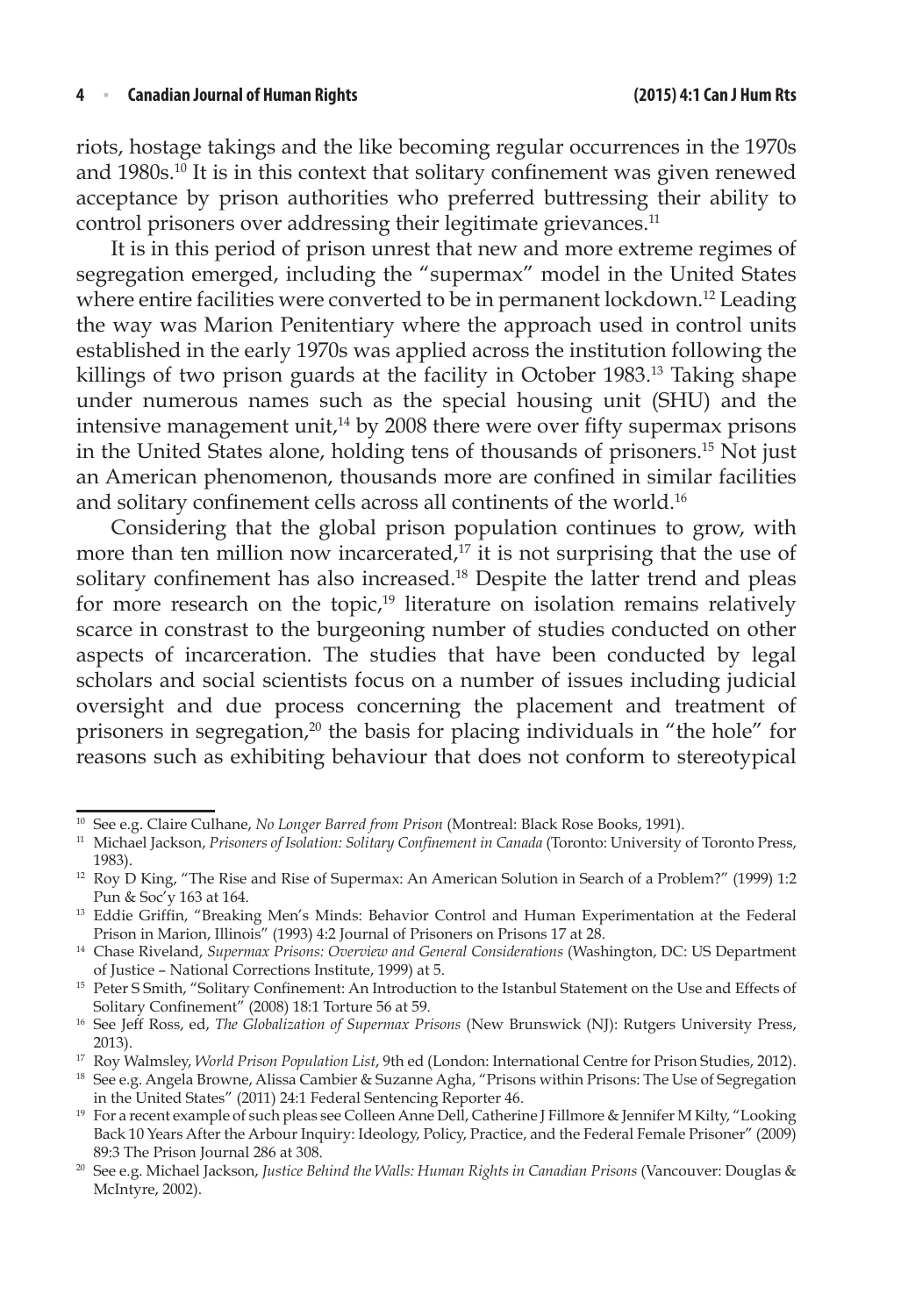riots, hostage takings and the like becoming regular occurrences in the 1970s and 1980s.[10] It is in this context that solitary confinement was given renewed acceptance by prison authorities who preferred buttressing their ability to control prisoners over addressing their legitimate grievances.[11]

It is in this period of prison unrest that new and more extreme regimes of segregation emerged, including the "supermax" model in the United States where entire facilities were converted to be in permanent lockdown.[12] Leading the way was Marion Penitentiary where the approach used in control units established in the early 1970s was applied across the institution following the killings of two prison guards at the facility in October 1983.[13] Taking shape under numerous names such as the special housing unit (SHU) and the intensive management unit,[14] by 2008 there were over fifty supermax prisons in the United States alone, holding tens of thousands of prisoners.[15] Not just an American phenomenon, thousands more are confined in similar facilities and solitary confinement cells across all continents of the world.[16]

Considering that the global prison population continues to grow, with more than ten million now incarcerated,[17] it is not surprising that the use of solitary confinement has also increased.[18] Despite the latter trend and pleas for more research on the topic,[19] literature on isolation remains relatively scarce in constrast to the burgeoning number of studies conducted on other aspects of incarceration. The studies that have been conducted by legal scholars and social scientists focus on a number of issues including judicial oversight and due process concerning the placement and treatment of prisoners in segregation,[20] the basis for placing individuals in "the hole" for reasons such as exhibiting behaviour that does not conform to stereotypical

---

[10] See e.g. Claire Culhane, *No Longer Barred from Prison* (Montreal: Black Rose Books, 1991).

[11] Michael Jackson, *Prisoners of Isolation: Solitary Confinement in Canada* (Toronto: University of Toronto Press, 1983).

[12] Roy D King, "The Rise and Rise of Supermax: An American Solution in Search of a Problem?" (1999) 1:2 Pun & Soc'y 163 at 164.

[13] Eddie Griffin, "Breaking Men's Minds: Behavior Control and Human Experimentation at the Federal Prison in Marion, Illinois" (1993) 4:2 Journal of Prisoners on Prisons 17 at 28.

[14] Chase Riveland, *Supermax Prisons: Overview and General Considerations* (Washington, DC: US Department of Justice – National Corrections Institute, 1999) at 5.

[15] Peter S Smith, "Solitary Confinement: An Introduction to the Istanbul Statement on the Use and Effects of Solitary Confinement" (2008) 18:1 Torture 56 at 59.

[16] See Jeff Ross, ed, *The Globalization of Supermax Prisons* (New Brunswick (NJ): Rutgers University Press, 2013).

[17] Roy Walmsley, *World Prison Population List*, 9th ed (London: International Centre for Prison Studies, 2012).

[18] See e.g. Angela Browne, Alissa Cambier & Suzanne Agha, "Prisons within Prisons: The Use of Segregation in the United States" (2011) 24:1 Federal Sentencing Reporter 46.

[19] For a recent example of such pleas see Colleen Anne Dell, Catherine J Fillmore & Jennifer M Kilty, "Looking Back 10 Years After the Arbour Inquiry: Ideology, Policy, Practice, and the Federal Female Prisoner" (2009) 89:3 The Prison Journal 286 at 308.

[20] See e.g. Michael Jackson, *Justice Behind the Walls: Human Rights in Canadian Prisons* (Vancouver: Douglas & McIntyre, 2002).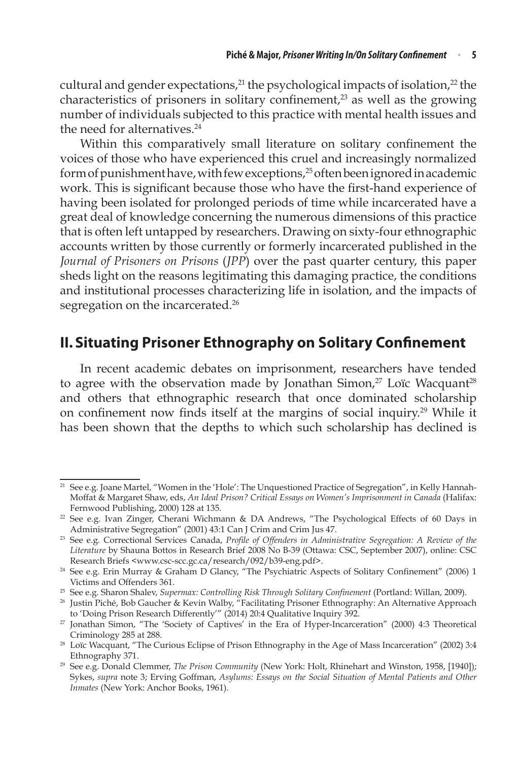cultural and gender expectations,[21] the psychological impacts of isolation,[22] the characteristics of prisoners in solitary confinement,[23] as well as the growing number of individuals subjected to this practice with mental health issues and the need for alternatives.[24]

Within this comparatively small literature on solitary confinement the voices of those who have experienced this cruel and increasingly normalized form of punishment have, with few exceptions,[25] often been ignored in academic work. This is significant because those who have the first-hand experience of having been isolated for prolonged periods of time while incarcerated have a great deal of knowledge concerning the numerous dimensions of this practice that is often left untapped by researchers. Drawing on sixty-four ethnographic accounts written by those currently or formerly incarcerated published in the *Journal of Prisoners on Prisons* (*JPP*) over the past quarter century, this paper sheds light on the reasons legitimating this damaging practice, the conditions and institutional processes characterizing life in isolation, and the impacts of segregation on the incarcerated.[26]

## II. Situating Prisoner Ethnography on Solitary Confinement

In recent academic debates on imprisonment, researchers have tended to agree with the observation made by Jonathan Simon,[27] Loïc Wacquant[28] and others that ethnographic research that once dominated scholarship on confinement now finds itself at the margins of social inquiry.[29] While it has been shown that the depths to which such scholarship has declined is

---

[21] See e.g. Joane Martel, "Women in the 'Hole': The Unquestioned Practice of Segregation", in Kelly Hannah-Moffat & Margaret Shaw, eds, *An Ideal Prison? Critical Essays on Women's Imprisonment in Canada* (Halifax: Fernwood Publishing, 2000) 128 at 135.

[22] See e.g. Ivan Zinger, Cherani Wichmann & DA Andrews, "The Psychological Effects of 60 Days in Administrative Segregation" (2001) 43:1 Can J Crim and Crim Jus 47.

[23] See e.g. Correctional Services Canada, *Profile of Offenders in Administrative Segregation: A Review of the Literature* by Shauna Bottos in Research Brief 2008 No B-39 (Ottawa: CSC, September 2007), online: CSC Research Briefs <www.csc-scc.gc.ca/research/092/b39-eng.pdf>.

[24] See e.g. Erin Murray & Graham D Glancy, "The Psychiatric Aspects of Solitary Confinement" (2006) 1 Victims and Offenders 361.

[25] See e.g. Sharon Shalev, *Supermax: Controlling Risk Through Solitary Confinement* (Portland: Willan, 2009).

[26] Justin Piché, Bob Gaucher & Kevin Walby, "Facilitating Prisoner Ethnography: An Alternative Approach to 'Doing Prison Research Differently'" (2014) 20:4 Qualitative Inquiry 392.

[27] Jonathan Simon, "The 'Society of Captives' in the Era of Hyper-Incarceration" (2000) 4:3 Theoretical Criminology 285 at 288.

[28] Loïc Wacquant, "The Curious Eclipse of Prison Ethnography in the Age of Mass Incarceration" (2002) 3:4 Ethnography 371.

[29] See e.g. Donald Clemmer, *The Prison Community* (New York: Holt, Rhinehart and Winston, 1958, [1940]); Sykes, *supra* note 3; Erving Goffman, *Asylums: Essays on the Social Situation of Mental Patients and Other Inmates* (New York: Anchor Books, 1961).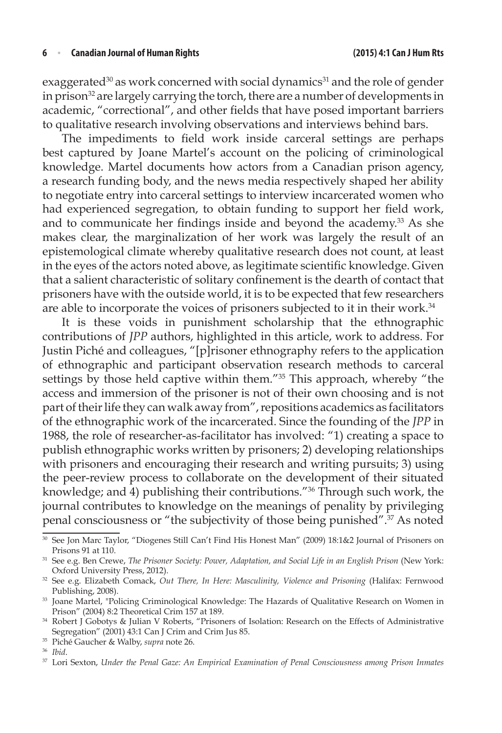exaggerated[30] as work concerned with social dynamics[31] and the role of gender in prison[32] are largely carrying the torch, there are a number of developments in academic, "correctional", and other fields that have posed important barriers to qualitative research involving observations and interviews behind bars.

The impediments to field work inside carceral settings are perhaps best captured by Joane Martel's account on the policing of criminological knowledge. Martel documents how actors from a Canadian prison agency, a research funding body, and the news media respectively shaped her ability to negotiate entry into carceral settings to interview incarcerated women who had experienced segregation, to obtain funding to support her field work, and to communicate her findings inside and beyond the academy.[33] As she makes clear, the marginalization of her work was largely the result of an epistemological climate whereby qualitative research does not count, at least in the eyes of the actors noted above, as legitimate scientific knowledge. Given that a salient characteristic of solitary confinement is the dearth of contact that prisoners have with the outside world, it is to be expected that few researchers are able to incorporate the voices of prisoners subjected to it in their work.[34]

It is these voids in punishment scholarship that the ethnographic contributions of *JPP* authors, highlighted in this article, work to address. For Justin Piché and colleagues, "[p]risoner ethnography refers to the application of ethnographic and participant observation research methods to carceral settings by those held captive within them."[35] This approach, whereby "the access and immersion of the prisoner is not of their own choosing and is not part of their life they can walk away from", repositions academics as facilitators of the ethnographic work of the incarcerated. Since the founding of the *JPP* in 1988, the role of researcher-as-facilitator has involved: "1) creating a space to publish ethnographic works written by prisoners; 2) developing relationships with prisoners and encouraging their research and writing pursuits; 3) using the peer-review process to collaborate on the development of their situated knowledge; and 4) publishing their contributions."[36] Through such work, the journal contributes to knowledge on the meanings of penality by privileging penal consciousness or "the subjectivity of those being punished".[37] As noted

---

[30] See Jon Marc Taylor, "Diogenes Still Can't Find His Honest Man" (2009) 18:1&2 Journal of Prisoners on Prisons 91 at 110.

[31] See e.g. Ben Crewe, *The Prisoner Society: Power, Adaptation, and Social Life in an English Prison* (New York: Oxford University Press, 2012).

[32] See e.g. Elizabeth Comack, *Out There, In Here: Masculinity, Violence and Prisoning* (Halifax: Fernwood Publishing, 2008).

[33] Joane Martel, "Policing Criminological Knowledge: The Hazards of Qualitative Research on Women in Prison" (2004) 8:2 Theoretical Crim 157 at 189.

[34] Robert J Gobotys & Julian V Roberts, "Prisoners of Isolation: Research on the Effects of Administrative Segregation" (2001) 43:1 Can J Crim and Crim Jus 85.

[35] Piché Gaucher & Walby, *supra* note 26.

[36] *Ibid*.

[37] Lori Sexton, *Under the Penal Gaze: An Empirical Examination of Penal Consciousness among Prison Inmates*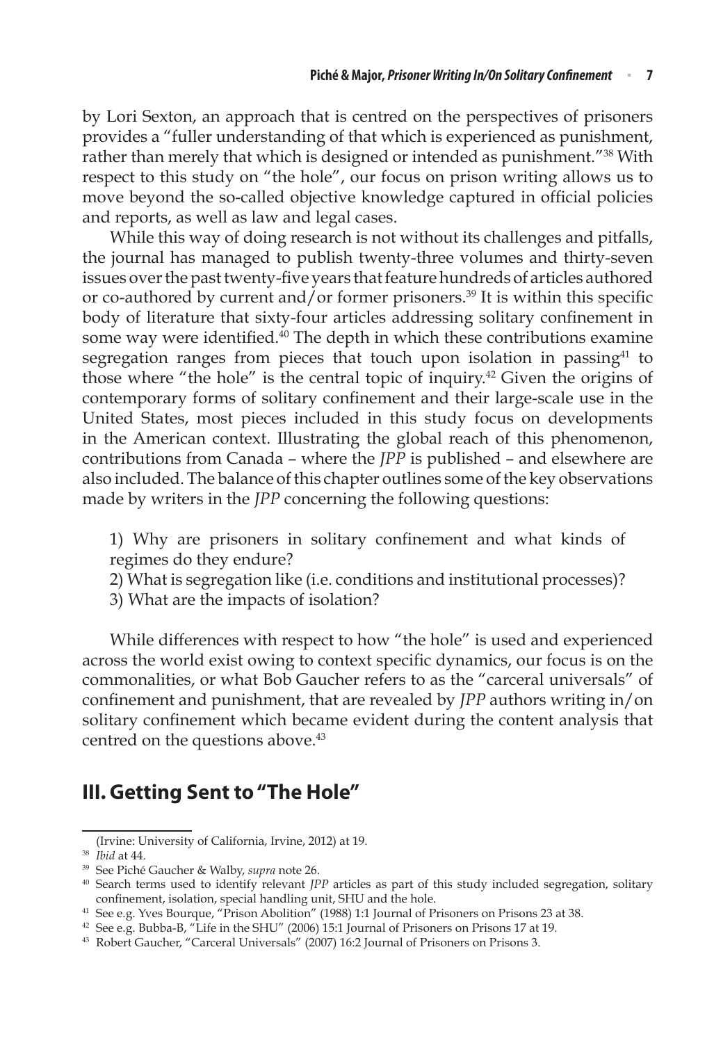by Lori Sexton, an approach that is centred on the perspectives of prisoners provides a "fuller understanding of that which is experienced as punishment, rather than merely that which is designed or intended as punishment."[38] With respect to this study on "the hole", our focus on prison writing allows us to move beyond the so-called objective knowledge captured in official policies and reports, as well as law and legal cases.

While this way of doing research is not without its challenges and pitfalls, the journal has managed to publish twenty-three volumes and thirty-seven issues over the past twenty-five years that feature hundreds of articles authored or co-authored by current and/or former prisoners.[39] It is within this specific body of literature that sixty-four articles addressing solitary confinement in some way were identified.[40] The depth in which these contributions examine segregation ranges from pieces that touch upon isolation in passing[41] to those where "the hole" is the central topic of inquiry.[42] Given the origins of contemporary forms of solitary confinement and their large-scale use in the United States, most pieces included in this study focus on developments in the American context. Illustrating the global reach of this phenomenon, contributions from Canada – where the *JPP* is published – and elsewhere are also included. The balance of this chapter outlines some of the key observations made by writers in the *JPP* concerning the following questions:

1) Why are prisoners in solitary confinement and what kinds of regimes do they endure?
2) What is segregation like (i.e. conditions and institutional processes)?
3) What are the impacts of isolation?

While differences with respect to how "the hole" is used and experienced across the world exist owing to context specific dynamics, our focus is on the commonalities, or what Bob Gaucher refers to as the "carceral universals" of confinement and punishment, that are revealed by *JPP* authors writing in/on solitary confinement which became evident during the content analysis that centred on the questions above.[43]

## III. Getting Sent to "The Hole"

(Irvine: University of California, Irvine, 2012) at 19.

[38] *Ibid* at 44.

[39] See Piché Gaucher & Walby, *supra* note 26.

[40] Search terms used to identify relevant *JPP* articles as part of this study included segregation, solitary confinement, isolation, special handling unit, SHU and the hole.

[41] See e.g. Yves Bourque, "Prison Abolition" (1988) 1:1 Journal of Prisoners on Prisons 23 at 38.

[42] See e.g. Bubba-B, "Life in the SHU" (2006) 15:1 Journal of Prisoners on Prisons 17 at 19.

[43] Robert Gaucher, "Carceral Universals" (2007) 16:2 Journal of Prisoners on Prisons 3.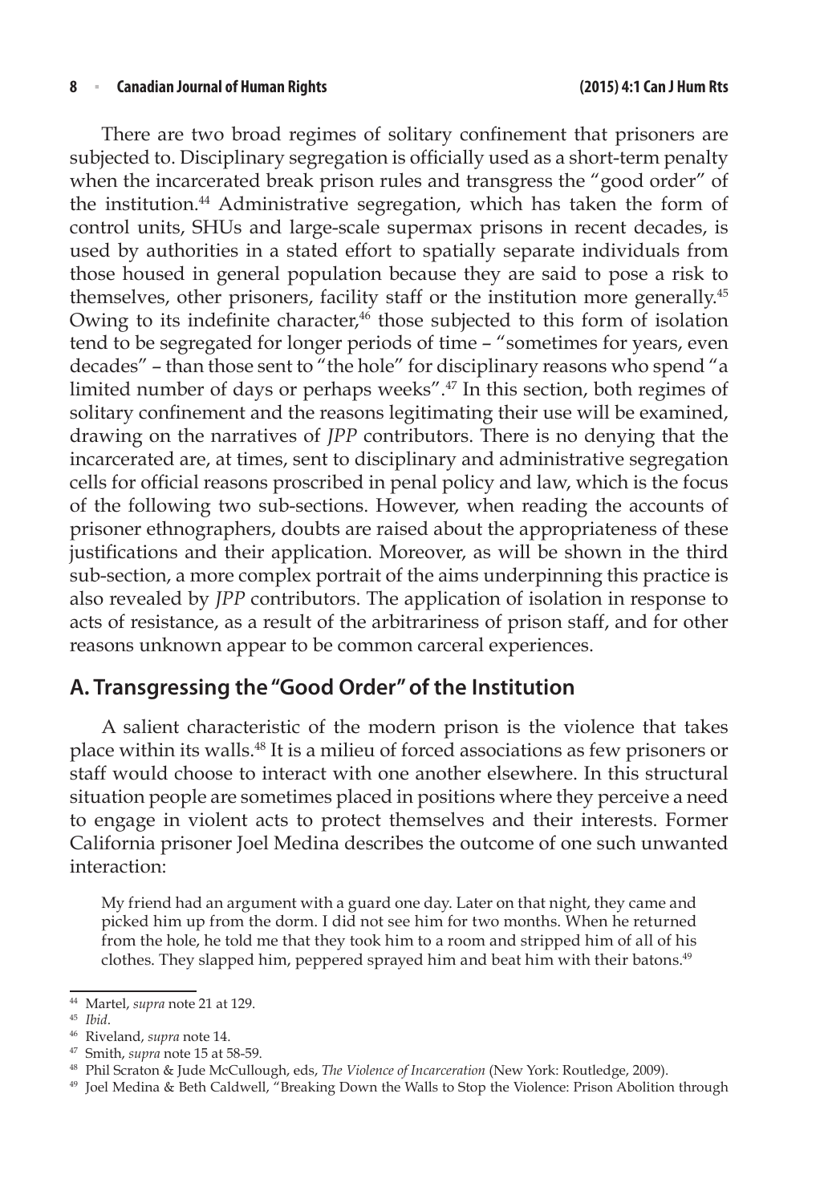There are two broad regimes of solitary confinement that prisoners are subjected to. Disciplinary segregation is officially used as a short-term penalty when the incarcerated break prison rules and transgress the "good order" of the institution.[44] Administrative segregation, which has taken the form of control units, SHUs and large-scale supermax prisons in recent decades, is used by authorities in a stated effort to spatially separate individuals from those housed in general population because they are said to pose a risk to themselves, other prisoners, facility staff or the institution more generally.[45] Owing to its indefinite character,[46] those subjected to this form of isolation tend to be segregated for longer periods of time – "sometimes for years, even decades" – than those sent to "the hole" for disciplinary reasons who spend "a limited number of days or perhaps weeks".[47] In this section, both regimes of solitary confinement and the reasons legitimating their use will be examined, drawing on the narratives of *JPP* contributors. There is no denying that the incarcerated are, at times, sent to disciplinary and administrative segregation cells for official reasons proscribed in penal policy and law, which is the focus of the following two sub-sections. However, when reading the accounts of prisoner ethnographers, doubts are raised about the appropriateness of these justifications and their application. Moreover, as will be shown in the third sub-section, a more complex portrait of the aims underpinning this practice is also revealed by *JPP* contributors. The application of isolation in response to acts of resistance, as a result of the arbitrariness of prison staff, and for other reasons unknown appear to be common carceral experiences.

## A. Transgressing the "Good Order" of the Institution

A salient characteristic of the modern prison is the violence that takes place within its walls.[48] It is a milieu of forced associations as few prisoners or staff would choose to interact with one another elsewhere. In this structural situation people are sometimes placed in positions where they perceive a need to engage in violent acts to protect themselves and their interests. Former California prisoner Joel Medina describes the outcome of one such unwanted interaction:

> My friend had an argument with a guard one day. Later on that night, they came and picked him up from the dorm. I did not see him for two months. When he returned from the hole, he told me that they took him to a room and stripped him of all of his clothes. They slapped him, peppered sprayed him and beat him with their batons.[49]

---

[44] Martel, *supra* note 21 at 129.

[45] *Ibid*.

[46] Riveland, *supra* note 14.

[47] Smith, *supra* note 15 at 58-59.

[48] Phil Scraton & Jude McCullough, eds, *The Violence of Incarceration* (New York: Routledge, 2009).

[49] Joel Medina & Beth Caldwell, "Breaking Down the Walls to Stop the Violence: Prison Abolition through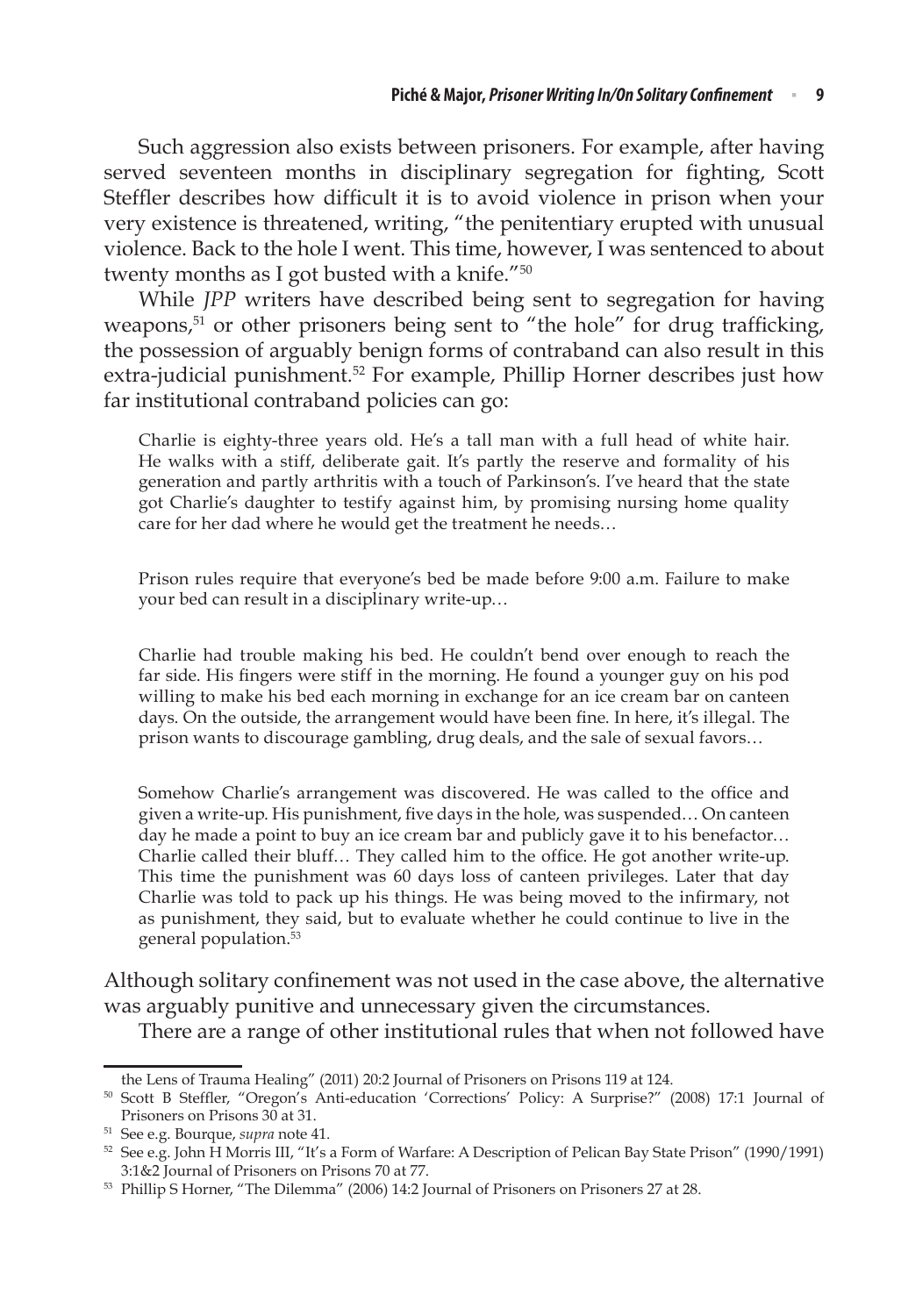Such aggression also exists between prisoners. For example, after having served seventeen months in disciplinary segregation for fighting, Scott Steffler describes how difficult it is to avoid violence in prison when your very existence is threatened, writing, "the penitentiary erupted with unusual violence. Back to the hole I went. This time, however, I was sentenced to about twenty months as I got busted with a knife."[50]

While *JPP* writers have described being sent to segregation for having weapons,[51] or other prisoners being sent to "the hole" for drug trafficking, the possession of arguably benign forms of contraband can also result in this extra-judicial punishment.[52] For example, Phillip Horner describes just how far institutional contraband policies can go:

> Charlie is eighty-three years old. He's a tall man with a full head of white hair. He walks with a stiff, deliberate gait. It's partly the reserve and formality of his generation and partly arthritis with a touch of Parkinson's. I've heard that the state got Charlie's daughter to testify against him, by promising nursing home quality care for her dad where he would get the treatment he needs…
>
> Prison rules require that everyone's bed be made before 9:00 a.m. Failure to make your bed can result in a disciplinary write-up…
>
> Charlie had trouble making his bed. He couldn't bend over enough to reach the far side. His fingers were stiff in the morning. He found a younger guy on his pod willing to make his bed each morning in exchange for an ice cream bar on canteen days. On the outside, the arrangement would have been fine. In here, it's illegal. The prison wants to discourage gambling, drug deals, and the sale of sexual favors…
>
> Somehow Charlie's arrangement was discovered. He was called to the office and given a write-up. His punishment, five days in the hole, was suspended… On canteen day he made a point to buy an ice cream bar and publicly gave it to his benefactor… Charlie called their bluff… They called him to the office. He got another write-up. This time the punishment was 60 days loss of canteen privileges. Later that day Charlie was told to pack up his things. He was being moved to the infirmary, not as punishment, they said, but to evaluate whether he could continue to live in the general population.[53]

Although solitary confinement was not used in the case above, the alternative was arguably punitive and unnecessary given the circumstances.

There are a range of other institutional rules that when not followed have

---

the Lens of Trauma Healing" (2011) 20:2 Journal of Prisoners on Prisons 119 at 124.

[50] Scott B Steffler, "Oregon's Anti-education 'Corrections' Policy: A Surprise?" (2008) 17:1 Journal of Prisoners on Prisons 30 at 31.

[51] See e.g. Bourque, *supra* note 41.

[52] See e.g. John H Morris III, "It's a Form of Warfare: A Description of Pelican Bay State Prison" (1990/1991) 3:1&2 Journal of Prisoners on Prisons 70 at 77.

[53] Phillip S Horner, "The Dilemma" (2006) 14:2 Journal of Prisoners on Prisoners 27 at 28.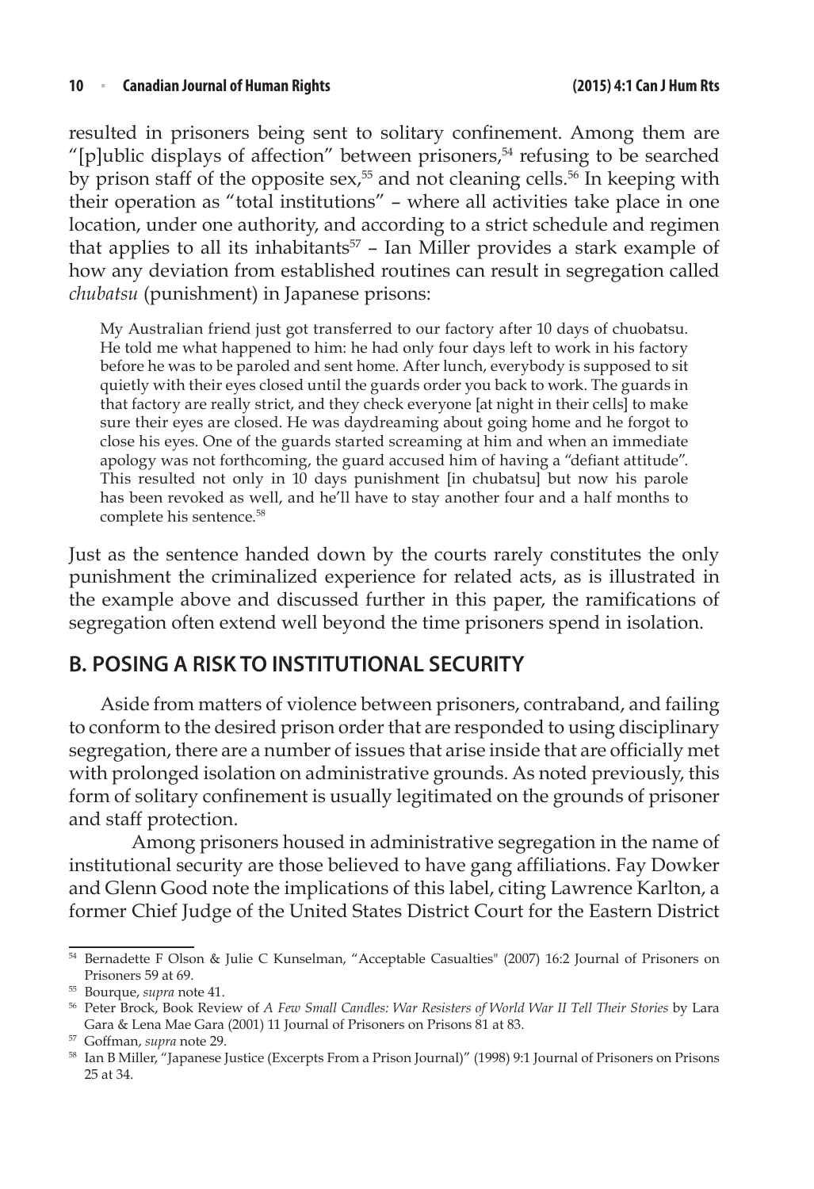resulted in prisoners being sent to solitary confinement. Among them are "[p]ublic displays of affection" between prisoners,[54] refusing to be searched by prison staff of the opposite sex,[55] and not cleaning cells.[56] In keeping with their operation as "total institutions" – where all activities take place in one location, under one authority, and according to a strict schedule and regimen that applies to all its inhabitants[57] – Ian Miller provides a stark example of how any deviation from established routines can result in segregation called *chubatsu* (punishment) in Japanese prisons:

> My Australian friend just got transferred to our factory after 10 days of chuobatsu. He told me what happened to him: he had only four days left to work in his factory before he was to be paroled and sent home. After lunch, everybody is supposed to sit quietly with their eyes closed until the guards order you back to work. The guards in that factory are really strict, and they check everyone [at night in their cells] to make sure their eyes are closed. He was daydreaming about going home and he forgot to close his eyes. One of the guards started screaming at him and when an immediate apology was not forthcoming, the guard accused him of having a "defiant attitude". This resulted not only in 10 days punishment [in chubatsu] but now his parole has been revoked as well, and he'll have to stay another four and a half months to complete his sentence.[58]

Just as the sentence handed down by the courts rarely constitutes the only punishment the criminalized experience for related acts, as is illustrated in the example above and discussed further in this paper, the ramifications of segregation often extend well beyond the time prisoners spend in isolation.

## B. POSING A RISK TO INSTITUTIONAL SECURITY

Aside from matters of violence between prisoners, contraband, and failing to conform to the desired prison order that are responded to using disciplinary segregation, there are a number of issues that arise inside that are officially met with prolonged isolation on administrative grounds. As noted previously, this form of solitary confinement is usually legitimated on the grounds of prisoner and staff protection.

Among prisoners housed in administrative segregation in the name of institutional security are those believed to have gang affiliations. Fay Dowker and Glenn Good note the implications of this label, citing Lawrence Karlton, a former Chief Judge of the United States District Court for the Eastern District

---

[54] Bernadette F Olson & Julie C Kunselman, "Acceptable Casualties" (2007) 16:2 Journal of Prisoners on Prisoners 59 at 69.

[55] Bourque, *supra* note 41.

[56] Peter Brock, Book Review of *A Few Small Candles: War Resisters of World War II Tell Their Stories* by Lara Gara & Lena Mae Gara (2001) 11 Journal of Prisoners on Prisons 81 at 83.

[57] Goffman, *supra* note 29.

[58] Ian B Miller, "Japanese Justice (Excerpts From a Prison Journal)" (1998) 9:1 Journal of Prisoners on Prisons 25 at 34.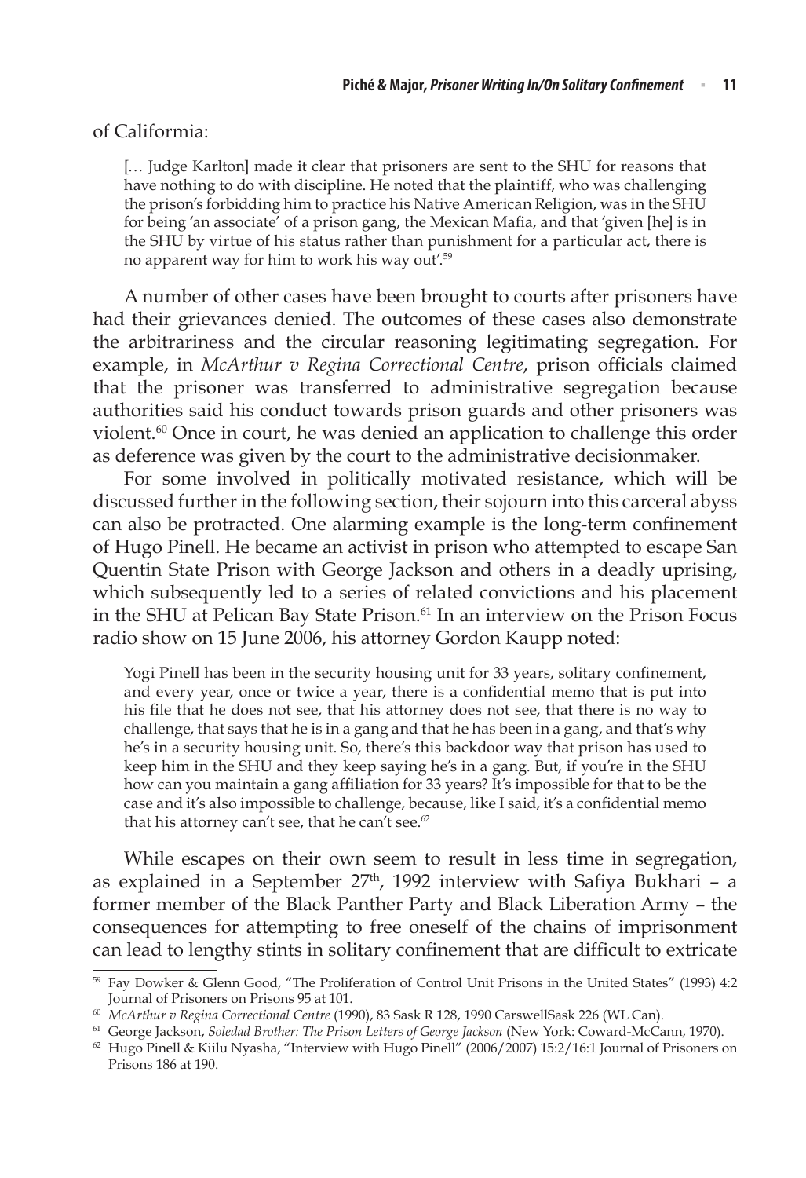of Califormia:

> [… Judge Karlton] made it clear that prisoners are sent to the SHU for reasons that have nothing to do with discipline. He noted that the plaintiff, who was challenging the prison's forbidding him to practice his Native American Religion, was in the SHU for being 'an associate' of a prison gang, the Mexican Mafia, and that 'given [he] is in the SHU by virtue of his status rather than punishment for a particular act, there is no apparent way for him to work his way out'.[59]

A number of other cases have been brought to courts after prisoners have had their grievances denied. The outcomes of these cases also demonstrate the arbitrariness and the circular reasoning legitimating segregation. For example, in *McArthur v Regina Correctional Centre*, prison officials claimed that the prisoner was transferred to administrative segregation because authorities said his conduct towards prison guards and other prisoners was violent.[60] Once in court, he was denied an application to challenge this order as deference was given by the court to the administrative decisionmaker.

For some involved in politically motivated resistance, which will be discussed further in the following section, their sojourn into this carceral abyss can also be protracted. One alarming example is the long-term confinement of Hugo Pinell. He became an activist in prison who attempted to escape San Quentin State Prison with George Jackson and others in a deadly uprising, which subsequently led to a series of related convictions and his placement in the SHU at Pelican Bay State Prison.[61] In an interview on the Prison Focus radio show on 15 June 2006, his attorney Gordon Kaupp noted:

> Yogi Pinell has been in the security housing unit for 33 years, solitary confinement, and every year, once or twice a year, there is a confidential memo that is put into his file that he does not see, that his attorney does not see, that there is no way to challenge, that says that he is in a gang and that he has been in a gang, and that's why he's in a security housing unit. So, there's this backdoor way that prison has used to keep him in the SHU and they keep saying he's in a gang. But, if you're in the SHU how can you maintain a gang affiliation for 33 years? It's impossible for that to be the case and it's also impossible to challenge, because, like I said, it's a confidential memo that his attorney can't see, that he can't see.[62]

While escapes on their own seem to result in less time in segregation, as explained in a September 27th, 1992 interview with Safiya Bukhari – a former member of the Black Panther Party and Black Liberation Army – the consequences for attempting to free oneself of the chains of imprisonment can lead to lengthy stints in solitary confinement that are difficult to extricate

---

[59] Fay Dowker & Glenn Good, "The Proliferation of Control Unit Prisons in the United States" (1993) 4:2 Journal of Prisoners on Prisons 95 at 101.

[60] *McArthur v Regina Correctional Centre* (1990), 83 Sask R 128, 1990 CarswellSask 226 (WL Can).

[61] George Jackson, *Soledad Brother: The Prison Letters of George Jackson* (New York: Coward-McCann, 1970).

[62] Hugo Pinell & Kiilu Nyasha, "Interview with Hugo Pinell" (2006/2007) 15:2/16:1 Journal of Prisoners on Prisons 186 at 190.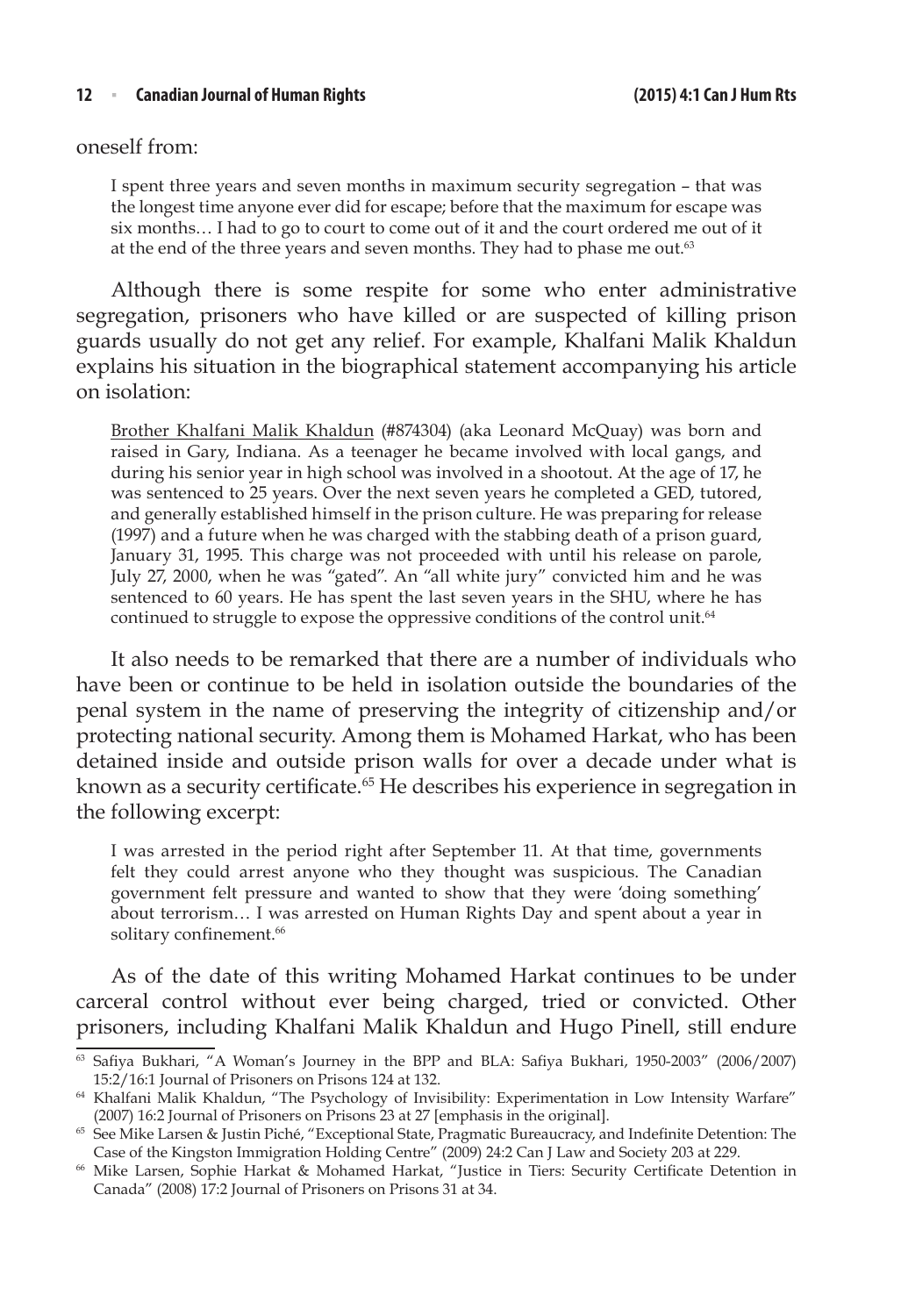oneself from:

> I spent three years and seven months in maximum security segregation – that was the longest time anyone ever did for escape; before that the maximum for escape was six months… I had to go to court to come out of it and the court ordered me out of it at the end of the three years and seven months. They had to phase me out.[63]

Although there is some respite for some who enter administrative segregation, prisoners who have killed or are suspected of killing prison guards usually do not get any relief. For example, Khalfani Malik Khaldun explains his situation in the biographical statement accompanying his article on isolation:

> Brother Khalfani Malik Khaldun (#874304) (aka Leonard McQuay) was born and raised in Gary, Indiana. As a teenager he became involved with local gangs, and during his senior year in high school was involved in a shootout. At the age of 17, he was sentenced to 25 years. Over the next seven years he completed a GED, tutored, and generally established himself in the prison culture. He was preparing for release (1997) and a future when he was charged with the stabbing death of a prison guard, January 31, 1995. This charge was not proceeded with until his release on parole, July 27, 2000, when he was "gated". An "all white jury" convicted him and he was sentenced to 60 years. He has spent the last seven years in the SHU, where he has continued to struggle to expose the oppressive conditions of the control unit.[64]

It also needs to be remarked that there are a number of individuals who have been or continue to be held in isolation outside the boundaries of the penal system in the name of preserving the integrity of citizenship and/or protecting national security. Among them is Mohamed Harkat, who has been detained inside and outside prison walls for over a decade under what is known as a security certificate.[65] He describes his experience in segregation in the following excerpt:

> I was arrested in the period right after September 11. At that time, governments felt they could arrest anyone who they thought was suspicious. The Canadian government felt pressure and wanted to show that they were 'doing something' about terrorism… I was arrested on Human Rights Day and spent about a year in solitary confinement.[66]

As of the date of this writing Mohamed Harkat continues to be under carceral control without ever being charged, tried or convicted. Other prisoners, including Khalfani Malik Khaldun and Hugo Pinell, still endure

---

[63] Safiya Bukhari, "A Woman's Journey in the BPP and BLA: Safiya Bukhari, 1950-2003" (2006/2007) 15:2/16:1 Journal of Prisoners on Prisons 124 at 132.

[64] Khalfani Malik Khaldun, "The Psychology of Invisibility: Experimentation in Low Intensity Warfare" (2007) 16:2 Journal of Prisoners on Prisons 23 at 27 [emphasis in the original].

[65] See Mike Larsen & Justin Piché, "Exceptional State, Pragmatic Bureaucracy, and Indefinite Detention: The Case of the Kingston Immigration Holding Centre" (2009) 24:2 Can J Law and Society 203 at 229.

[66] Mike Larsen, Sophie Harkat & Mohamed Harkat, "Justice in Tiers: Security Certificate Detention in Canada" (2008) 17:2 Journal of Prisoners on Prisons 31 at 34.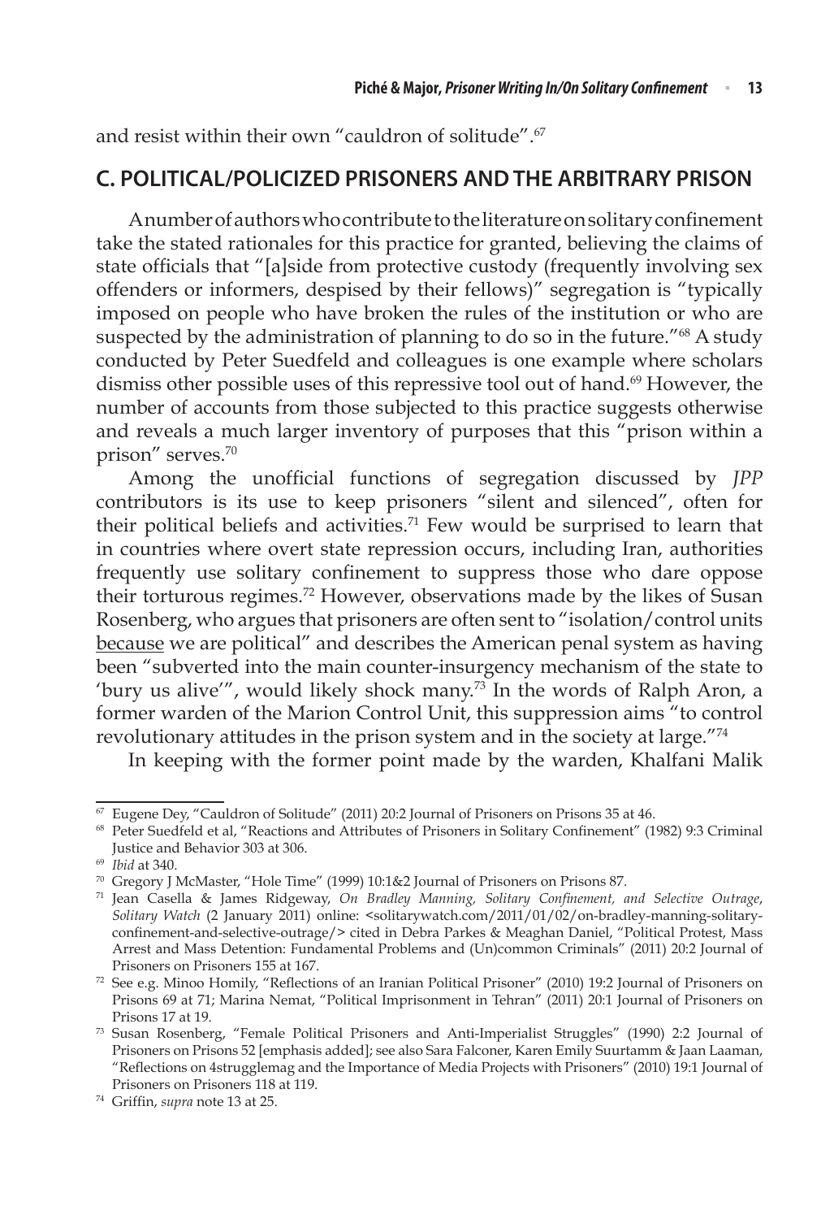and resist within their own "cauldron of solitude".[67]

## C. POLITICAL/POLICIZED PRISONERS AND THE ARBITRARY PRISON

A number of authors who contribute to the literature on solitary confinement take the stated rationales for this practice for granted, believing the claims of state officials that "[a]side from protective custody (frequently involving sex offenders or informers, despised by their fellows)" segregation is "typically imposed on people who have broken the rules of the institution or who are suspected by the administration of planning to do so in the future."[68] A study conducted by Peter Suedfeld and colleagues is one example where scholars dismiss other possible uses of this repressive tool out of hand.[69] However, the number of accounts from those subjected to this practice suggests otherwise and reveals a much larger inventory of purposes that this "prison within a prison" serves.[70]

Among the unofficial functions of segregation discussed by *JPP* contributors is its use to keep prisoners "silent and silenced", often for their political beliefs and activities.[71] Few would be surprised to learn that in countries where overt state repression occurs, including Iran, authorities frequently use solitary confinement to suppress those who dare oppose their torturous regimes.[72] However, observations made by the likes of Susan Rosenberg, who argues that prisoners are often sent to "isolation/control units <u>because</u> we are political" and describes the American penal system as having been "subverted into the main counter-insurgency mechanism of the state to 'bury us alive'", would likely shock many.[73] In the words of Ralph Aron, a former warden of the Marion Control Unit, this suppression aims "to control revolutionary attitudes in the prison system and in the society at large."[74]

In keeping with the former point made by the warden, Khalfani Malik

---

[67] Eugene Dey, "Cauldron of Solitude" (2011) 20:2 Journal of Prisoners on Prisons 35 at 46.

[68] Peter Suedfeld et al, "Reactions and Attributes of Prisoners in Solitary Confinement" (1982) 9:3 Criminal Justice and Behavior 303 at 306.

[69] *Ibid* at 340.

[70] Gregory J McMaster, "Hole Time" (1999) 10:1&2 Journal of Prisoners on Prisons 87.

[71] Jean Casella & James Ridgeway, *On Bradley Manning, Solitary Confinement, and Selective Outrage*, *Solitary Watch* (2 January 2011) online: <solitarywatch.com/2011/01/02/on-bradley-manning-solitary-confinement-and-selective-outrage/> cited in Debra Parkes & Meaghan Daniel, "Political Protest, Mass Arrest and Mass Detention: Fundamental Problems and (Un)common Criminals" (2011) 20:2 Journal of Prisoners on Prisoners 155 at 167.

[72] See e.g. Minoo Homily, "Reflections of an Iranian Political Prisoner" (2010) 19:2 Journal of Prisoners on Prisons 69 at 71; Marina Nemat, "Political Imprisonment in Tehran" (2011) 20:1 Journal of Prisoners on Prisons 17 at 19.

[73] Susan Rosenberg, "Female Political Prisoners and Anti-Imperialist Struggles" (1990) 2:2 Journal of Prisoners on Prisons 52 [emphasis added]; see also Sara Falconer, Karen Emily Suurtamm & Jaan Laaman, "Reflections on 4strugglemag and the Importance of Media Projects with Prisoners" (2010) 19:1 Journal of Prisoners on Prisoners 118 at 119.

[74] Griffin, *supra* note 13 at 25.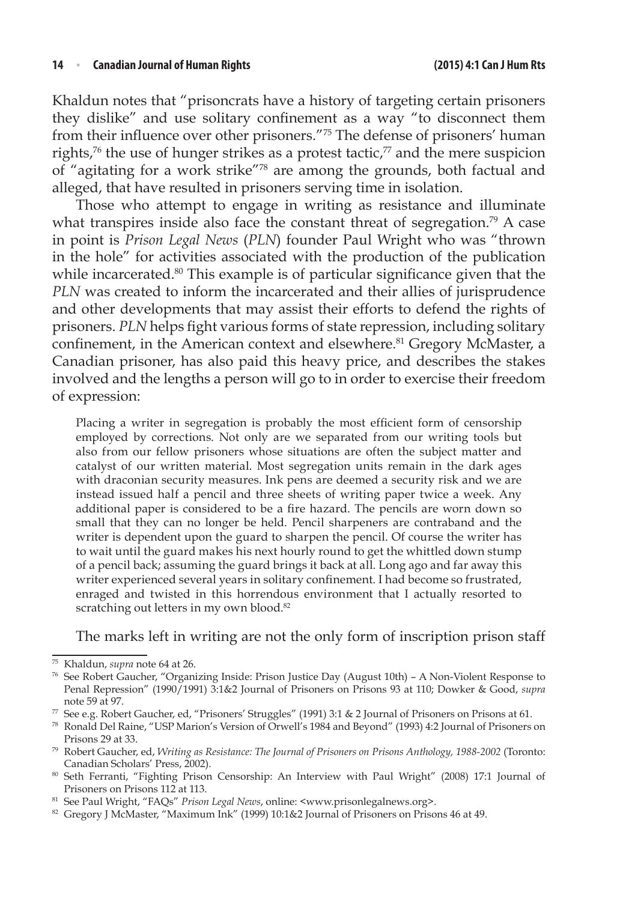Khaldun notes that "prisoncrats have a history of targeting certain prisoners they dislike" and use solitary confinement as a way "to disconnect them from their influence over other prisoners."[75] The defense of prisoners' human rights,[76] the use of hunger strikes as a protest tactic,[77] and the mere suspicion of "agitating for a work strike"[78] are among the grounds, both factual and alleged, that have resulted in prisoners serving time in isolation.

Those who attempt to engage in writing as resistance and illuminate what transpires inside also face the constant threat of segregation.[79] A case in point is *Prison Legal News* (*PLN*) founder Paul Wright who was "thrown in the hole" for activities associated with the production of the publication while incarcerated.[80] This example is of particular significance given that the *PLN* was created to inform the incarcerated and their allies of jurisprudence and other developments that may assist their efforts to defend the rights of prisoners. *PLN* helps fight various forms of state repression, including solitary confinement, in the American context and elsewhere.[81] Gregory McMaster, a Canadian prisoner, has also paid this heavy price, and describes the stakes involved and the lengths a person will go to in order to exercise their freedom of expression:

> Placing a writer in segregation is probably the most efficient form of censorship employed by corrections. Not only are we separated from our writing tools but also from our fellow prisoners whose situations are often the subject matter and catalyst of our written material. Most segregation units remain in the dark ages with draconian security measures. Ink pens are deemed a security risk and we are instead issued half a pencil and three sheets of writing paper twice a week. Any additional paper is considered to be a fire hazard. The pencils are worn down so small that they can no longer be held. Pencil sharpeners are contraband and the writer is dependent upon the guard to sharpen the pencil. Of course the writer has to wait until the guard makes his next hourly round to get the whittled down stump of a pencil back; assuming the guard brings it back at all. Long ago and far away this writer experienced several years in solitary confinement. I had become so frustrated, enraged and twisted in this horrendous environment that I actually resorted to scratching out letters in my own blood.[82]

The marks left in writing are not the only form of inscription prison staff

---

[75] Khaldun, *supra* note 64 at 26.

[76] See Robert Gaucher, "Organizing Inside: Prison Justice Day (August 10th) – A Non-Violent Response to Penal Repression" (1990/1991) 3:1&2 Journal of Prisoners on Prisons 93 at 110; Dowker & Good, *supra* note 59 at 97.

[77] See e.g. Robert Gaucher, ed, "Prisoners' Struggles" (1991) 3:1 & 2 Journal of Prisoners on Prisons at 61.

[78] Ronald Del Raine, "USP Marion's Version of Orwell's 1984 and Beyond" (1993) 4:2 Journal of Prisoners on Prisons 29 at 33.

[79] Robert Gaucher, ed, *Writing as Resistance: The Journal of Prisoners on Prisons Anthology, 1988-2002* (Toronto: Canadian Scholars' Press, 2002).

[80] Seth Ferranti, "Fighting Prison Censorship: An Interview with Paul Wright" (2008) 17:1 Journal of Prisoners on Prisons 112 at 113.

[81] See Paul Wright, "FAQs" *Prison Legal News*, online: <www.prisonlegalnews.org>.

[82] Gregory J McMaster, "Maximum Ink" (1999) 10:1&2 Journal of Prisoners on Prisons 46 at 49.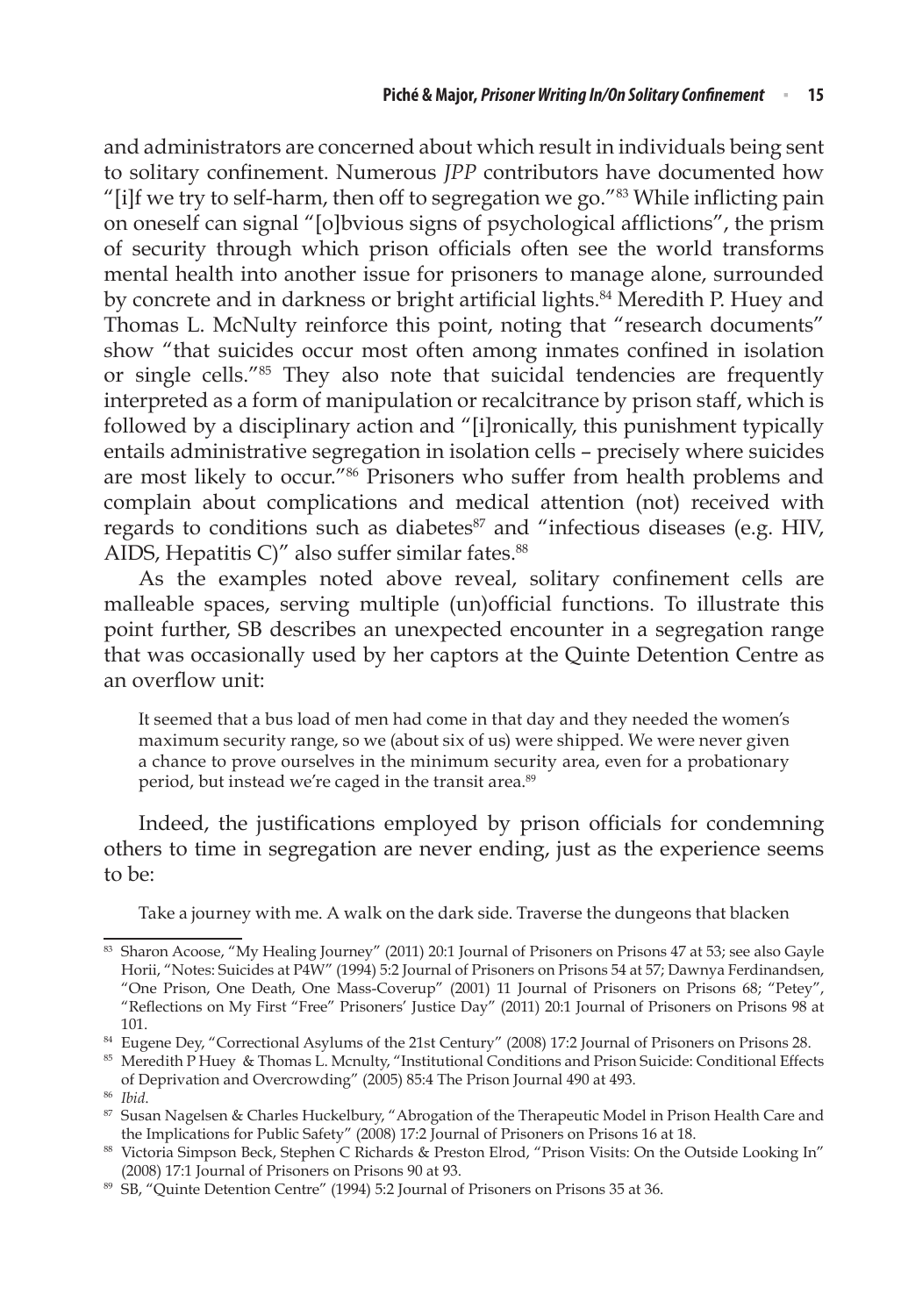and administrators are concerned about which result in individuals being sent to solitary confinement. Numerous *JPP* contributors have documented how "[i]f we try to self-harm, then off to segregation we go."[83] While inflicting pain on oneself can signal "[o]bvious signs of psychological afflictions", the prism of security through which prison officials often see the world transforms mental health into another issue for prisoners to manage alone, surrounded by concrete and in darkness or bright artificial lights.[84] Meredith P. Huey and Thomas L. McNulty reinforce this point, noting that "research documents" show "that suicides occur most often among inmates confined in isolation or single cells."[85] They also note that suicidal tendencies are frequently interpreted as a form of manipulation or recalcitrance by prison staff, which is followed by a disciplinary action and "[i]ronically, this punishment typically entails administrative segregation in isolation cells – precisely where suicides are most likely to occur."[86] Prisoners who suffer from health problems and complain about complications and medical attention (not) received with regards to conditions such as diabetes[87] and "infectious diseases (e.g. HIV, AIDS, Hepatitis C)" also suffer similar fates.[88]

As the examples noted above reveal, solitary confinement cells are malleable spaces, serving multiple (un)official functions. To illustrate this point further, SB describes an unexpected encounter in a segregation range that was occasionally used by her captors at the Quinte Detention Centre as an overflow unit:

> It seemed that a bus load of men had come in that day and they needed the women's maximum security range, so we (about six of us) were shipped. We were never given a chance to prove ourselves in the minimum security area, even for a probationary period, but instead we're caged in the transit area.[89]

Indeed, the justifications employed by prison officials for condemning others to time in segregation are never ending, just as the experience seems to be:

> Take a journey with me. A walk on the dark side. Traverse the dungeons that blacken

---

[83] Sharon Acoose, "My Healing Journey" (2011) 20:1 Journal of Prisoners on Prisons 47 at 53; see also Gayle Horii, "Notes: Suicides at P4W" (1994) 5:2 Journal of Prisoners on Prisons 54 at 57; Dawnya Ferdinandsen, "One Prison, One Death, One Mass-Coverup" (2001) 11 Journal of Prisoners on Prisons 68; "Petey", "Reflections on My First "Free" Prisoners' Justice Day" (2011) 20:1 Journal of Prisoners on Prisons 98 at 101.

[84] Eugene Dey, "Correctional Asylums of the 21st Century" (2008) 17:2 Journal of Prisoners on Prisons 28.

[85] Meredith P Huey & Thomas L. Mcnulty, "Institutional Conditions and Prison Suicide: Conditional Effects of Deprivation and Overcrowding" (2005) 85:4 The Prison Journal 490 at 493.

[86] *Ibid*.

[87] Susan Nagelsen & Charles Huckelbury, "Abrogation of the Therapeutic Model in Prison Health Care and the Implications for Public Safety" (2008) 17:2 Journal of Prisoners on Prisons 16 at 18.

[88] Victoria Simpson Beck, Stephen C Richards & Preston Elrod, "Prison Visits: On the Outside Looking In" (2008) 17:1 Journal of Prisoners on Prisons 90 at 93.

[89] SB, "Quinte Detention Centre" (1994) 5:2 Journal of Prisoners on Prisons 35 at 36.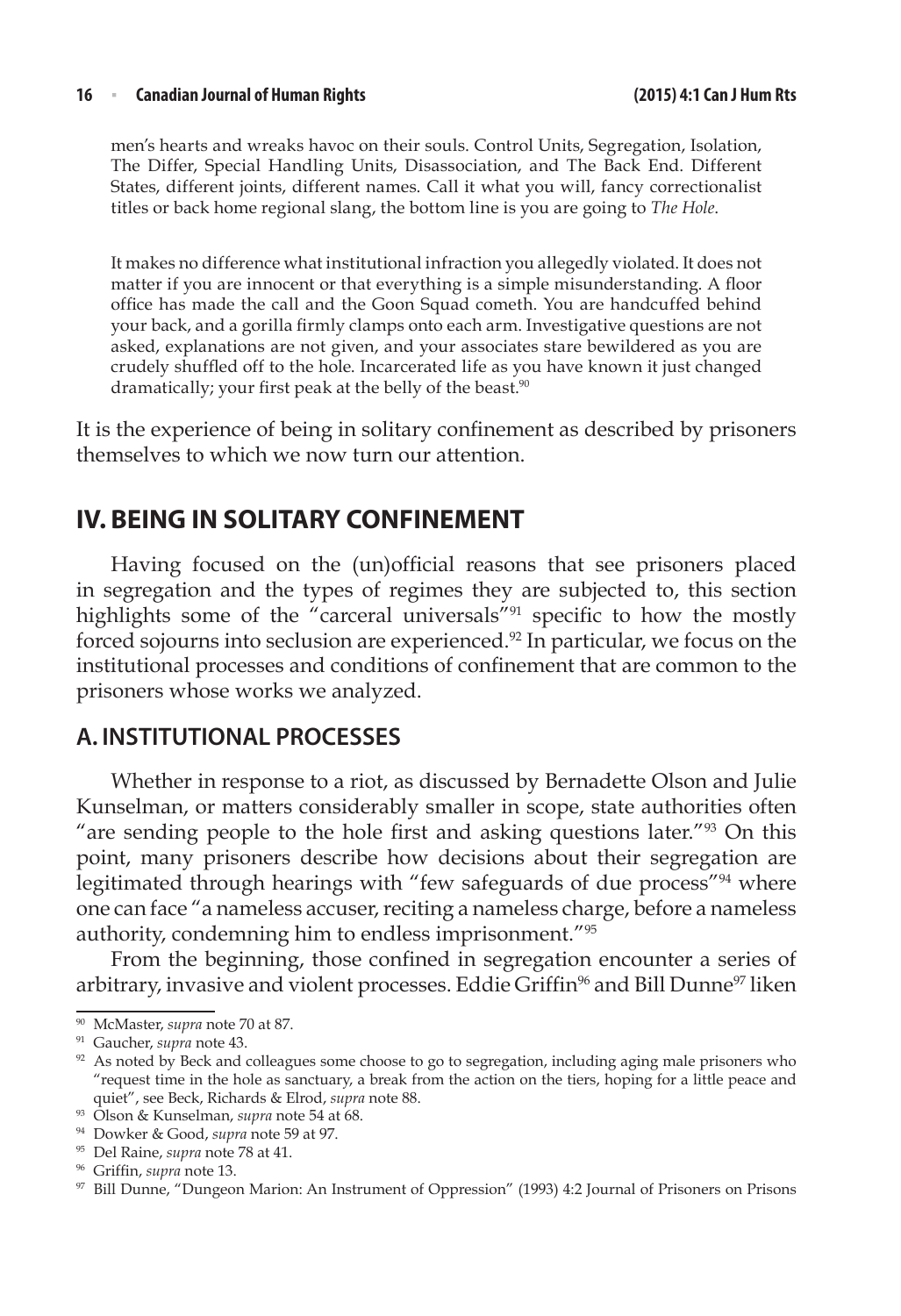men's hearts and wreaks havoc on their souls. Control Units, Segregation, Isolation, The Differ, Special Handling Units, Disassociation, and The Back End. Different States, different joints, different names. Call it what you will, fancy correctionalist titles or back home regional slang, the bottom line is you are going to *The Hole*.

> It makes no difference what institutional infraction you allegedly violated. It does not matter if you are innocent or that everything is a simple misunderstanding. A floor office has made the call and the Goon Squad cometh. You are handcuffed behind your back, and a gorilla firmly clamps onto each arm. Investigative questions are not asked, explanations are not given, and your associates stare bewildered as you are crudely shuffled off to the hole. Incarcerated life as you have known it just changed dramatically; your first peak at the belly of the beast.[90]

It is the experience of being in solitary confinement as described by prisoners themselves to which we now turn our attention.

## IV. BEING IN SOLITARY CONFINEMENT

Having focused on the (un)official reasons that see prisoners placed in segregation and the types of regimes they are subjected to, this section highlights some of the "carceral universals"[91] specific to how the mostly forced sojourns into seclusion are experienced.[92] In particular, we focus on the institutional processes and conditions of confinement that are common to the prisoners whose works we analyzed.

### A. INSTITUTIONAL PROCESSES

Whether in response to a riot, as discussed by Bernadette Olson and Julie Kunselman, or matters considerably smaller in scope, state authorities often "are sending people to the hole first and asking questions later."[93] On this point, many prisoners describe how decisions about their segregation are legitimated through hearings with "few safeguards of due process"[94] where one can face "a nameless accuser, reciting a nameless charge, before a nameless authority, condemning him to endless imprisonment."[95]

From the beginning, those confined in segregation encounter a series of arbitrary, invasive and violent processes. Eddie Griffin[96] and Bill Dunne[97] liken

---

[90] McMaster, *supra* note 70 at 87.

[91] Gaucher, *supra* note 43.

[92] As noted by Beck and colleagues some choose to go to segregation, including aging male prisoners who "request time in the hole as sanctuary, a break from the action on the tiers, hoping for a little peace and quiet", see Beck, Richards & Elrod, *supra* note 88.

[93] Olson & Kunselman, *supra* note 54 at 68.

[94] Dowker & Good, *supra* note 59 at 97.

[95] Del Raine, *supra* note 78 at 41.

[96] Griffin, *supra* note 13.

[97] Bill Dunne, "Dungeon Marion: An Instrument of Oppression" (1993) 4:2 Journal of Prisoners on Prisons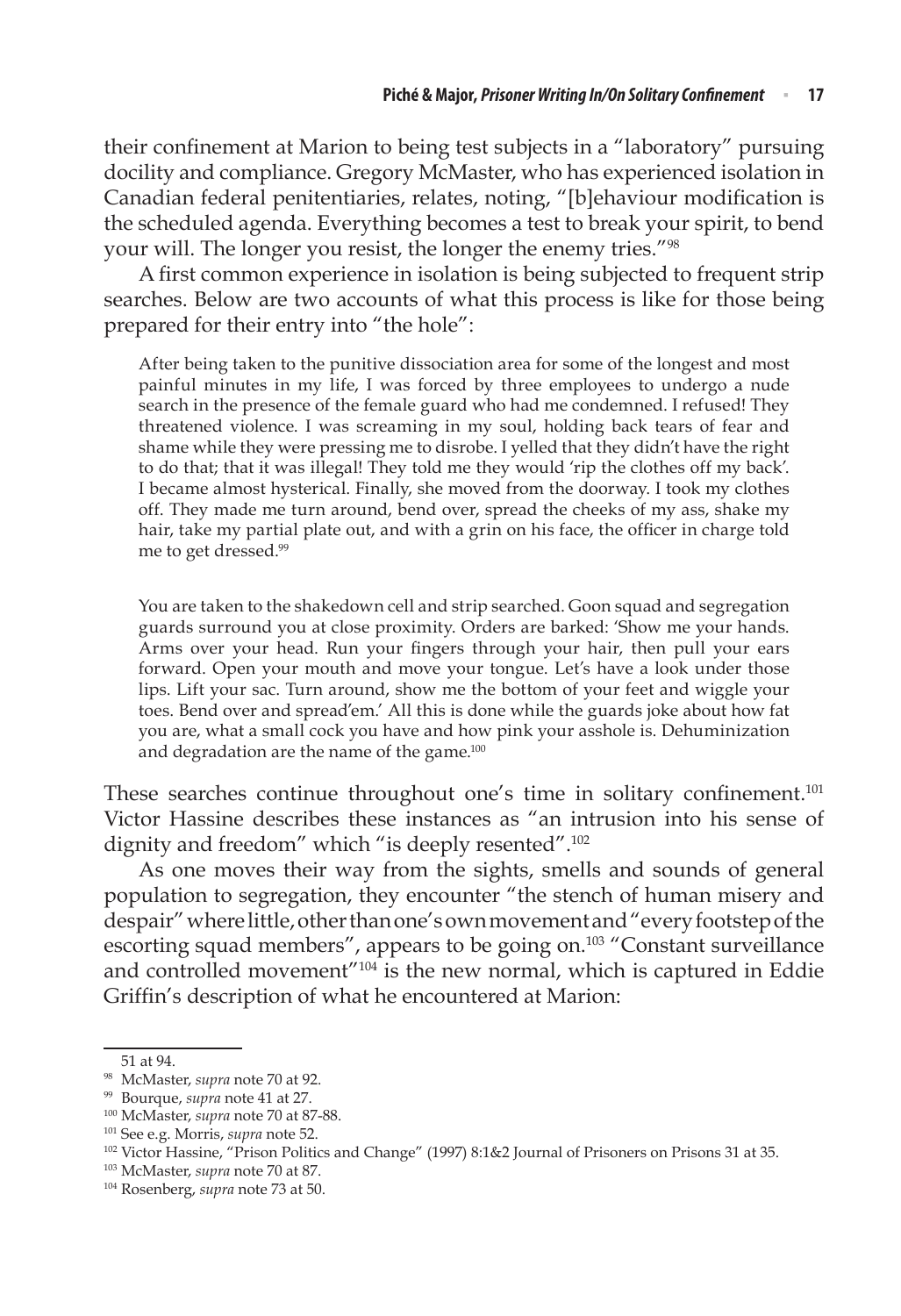their confinement at Marion to being test subjects in a "laboratory" pursuing docility and compliance. Gregory McMaster, who has experienced isolation in Canadian federal penitentiaries, relates, noting, "[b]ehaviour modification is the scheduled agenda. Everything becomes a test to break your spirit, to bend your will. The longer you resist, the longer the enemy tries."[98]

A first common experience in isolation is being subjected to frequent strip searches. Below are two accounts of what this process is like for those being prepared for their entry into "the hole":

> After being taken to the punitive dissociation area for some of the longest and most painful minutes in my life, I was forced by three employees to undergo a nude search in the presence of the female guard who had me condemned. I refused! They threatened violence. I was screaming in my soul, holding back tears of fear and shame while they were pressing me to disrobe. I yelled that they didn't have the right to do that; that it was illegal! They told me they would 'rip the clothes off my back'. I became almost hysterical. Finally, she moved from the doorway. I took my clothes off. They made me turn around, bend over, spread the cheeks of my ass, shake my hair, take my partial plate out, and with a grin on his face, the officer in charge told me to get dressed.[99]

> You are taken to the shakedown cell and strip searched. Goon squad and segregation guards surround you at close proximity. Orders are barked: 'Show me your hands. Arms over your head. Run your fingers through your hair, then pull your ears forward. Open your mouth and move your tongue. Let's have a look under those lips. Lift your sac. Turn around, show me the bottom of your feet and wiggle your toes. Bend over and spread'em.' All this is done while the guards joke about how fat you are, what a small cock you have and how pink your asshole is. Dehuminization and degradation are the name of the game.[100]

These searches continue throughout one's time in solitary confinement.[101] Victor Hassine describes these instances as "an intrusion into his sense of dignity and freedom" which "is deeply resented".[102]

As one moves their way from the sights, smells and sounds of general population to segregation, they encounter "the stench of human misery and despair" where little, other than one's own movement and "every footstep of the escorting squad members", appears to be going on.[103] "Constant surveillance and controlled movement"[104] is the new normal, which is captured in Eddie Griffin's description of what he encountered at Marion:

---

51 at 94.

[98] McMaster, *supra* note 70 at 92.

[99] Bourque, *supra* note 41 at 27.

[100] McMaster, *supra* note 70 at 87-88.

[101] See e.g. Morris, *supra* note 52.

[102] Victor Hassine, "Prison Politics and Change" (1997) 8:1&2 Journal of Prisoners on Prisons 31 at 35.

[103] McMaster, *supra* note 70 at 87.

[104] Rosenberg, *supra* note 73 at 50.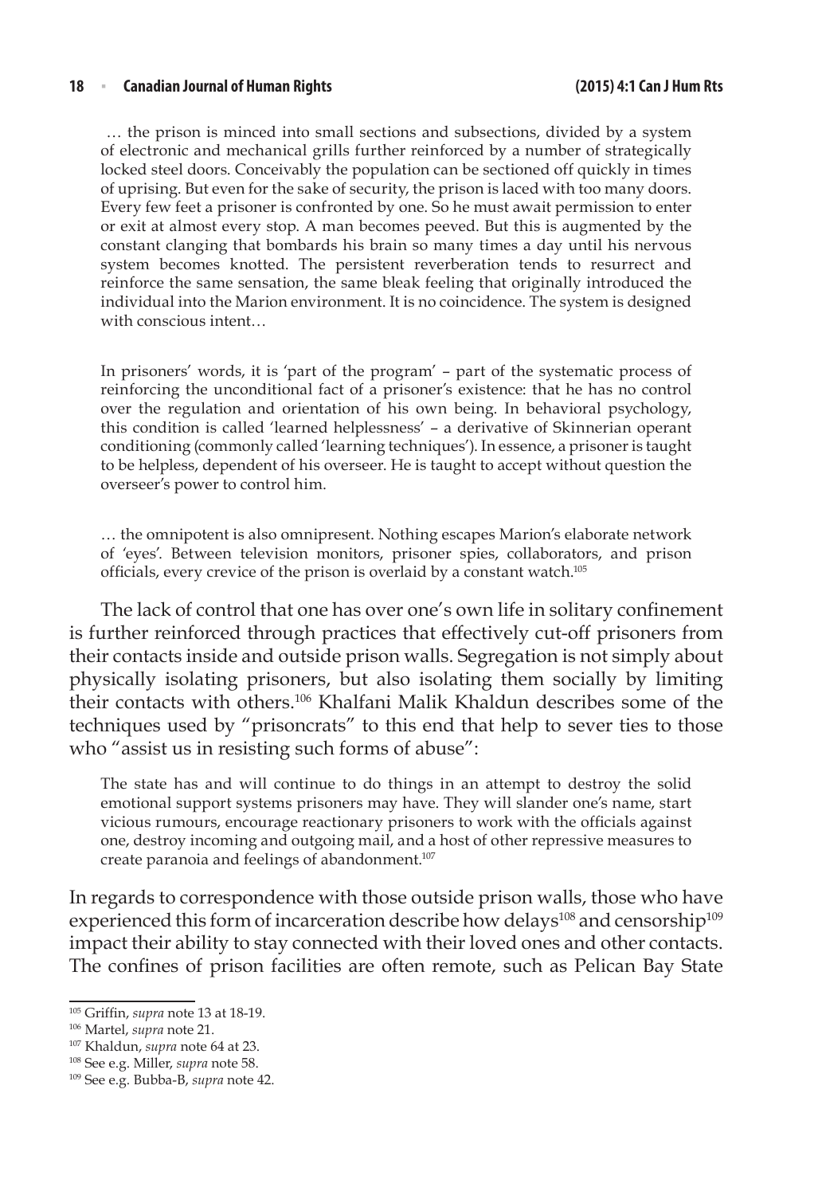> … the prison is minced into small sections and subsections, divided by a system of electronic and mechanical grills further reinforced by a number of strategically locked steel doors. Conceivably the population can be sectioned off quickly in times of uprising. But even for the sake of security, the prison is laced with too many doors. Every few feet a prisoner is confronted by one. So he must await permission to enter or exit at almost every stop. A man becomes peeved. But this is augmented by the constant clanging that bombards his brain so many times a day until his nervous system becomes knotted. The persistent reverberation tends to resurrect and reinforce the same sensation, the same bleak feeling that originally introduced the individual into the Marion environment. It is no coincidence. The system is designed with conscious intent…
>
> In prisoners' words, it is 'part of the program' – part of the systematic process of reinforcing the unconditional fact of a prisoner's existence: that he has no control over the regulation and orientation of his own being. In behavioral psychology, this condition is called 'learned helplessness' – a derivative of Skinnerian operant conditioning (commonly called 'learning techniques'). In essence, a prisoner is taught to be helpless, dependent of his overseer. He is taught to accept without question the overseer's power to control him.
>
> … the omnipotent is also omnipresent. Nothing escapes Marion's elaborate network of 'eyes'. Between television monitors, prisoner spies, collaborators, and prison officials, every crevice of the prison is overlaid by a constant watch.[105]

The lack of control that one has over one's own life in solitary confinement is further reinforced through practices that effectively cut-off prisoners from their contacts inside and outside prison walls. Segregation is not simply about physically isolating prisoners, but also isolating them socially by limiting their contacts with others.[106] Khalfani Malik Khaldun describes some of the techniques used by "prisoncrats" to this end that help to sever ties to those who "assist us in resisting such forms of abuse":

> The state has and will continue to do things in an attempt to destroy the solid emotional support systems prisoners may have. They will slander one's name, start vicious rumours, encourage reactionary prisoners to work with the officials against one, destroy incoming and outgoing mail, and a host of other repressive measures to create paranoia and feelings of abandonment.[107]

In regards to correspondence with those outside prison walls, those who have experienced this form of incarceration describe how delays[108] and censorship[109] impact their ability to stay connected with their loved ones and other contacts. The confines of prison facilities are often remote, such as Pelican Bay State

---

[105] Griffin, *supra* note 13 at 18-19.
[106] Martel, *supra* note 21.
[107] Khaldun, *supra* note 64 at 23.
[108] See e.g. Miller, *supra* note 58.
[109] See e.g. Bubba-B, *supra* note 42.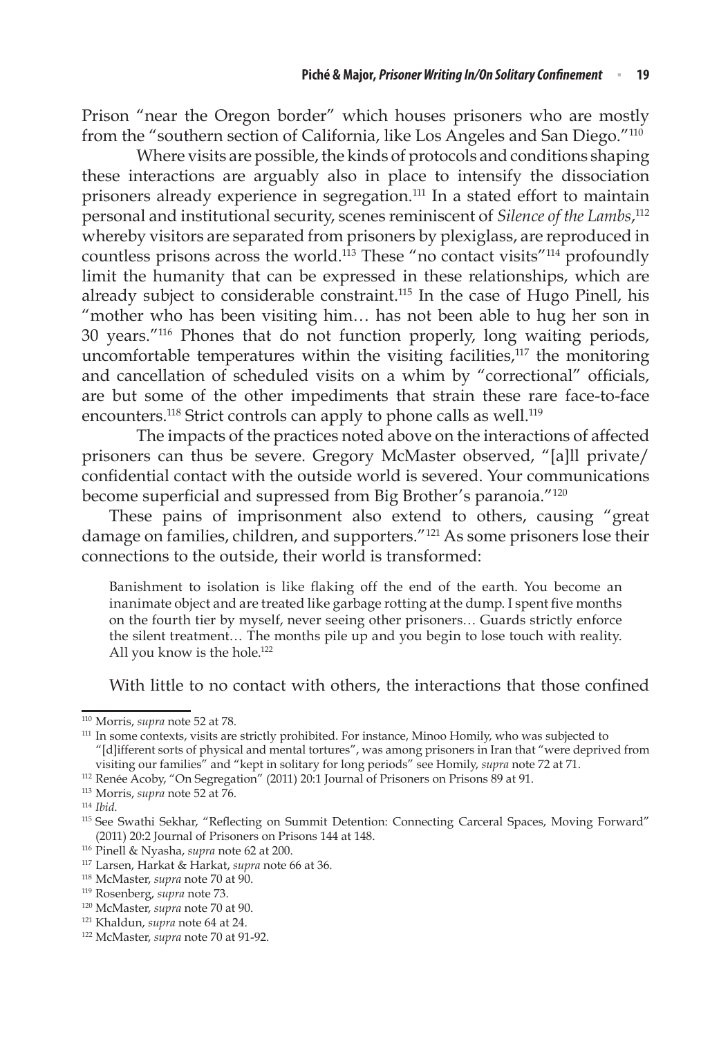Prison "near the Oregon border" which houses prisoners who are mostly from the "southern section of California, like Los Angeles and San Diego."[110]

Where visits are possible, the kinds of protocols and conditions shaping these interactions are arguably also in place to intensify the dissociation prisoners already experience in segregation.[111] In a stated effort to maintain personal and institutional security, scenes reminiscent of *Silence of the Lambs*,[112] whereby visitors are separated from prisoners by plexiglass, are reproduced in countless prisons across the world.[113] These "no contact visits"[114] profoundly limit the humanity that can be expressed in these relationships, which are already subject to considerable constraint.[115] In the case of Hugo Pinell, his "mother who has been visiting him… has not been able to hug her son in 30 years."[116] Phones that do not function properly, long waiting periods, uncomfortable temperatures within the visiting facilities,[117] the monitoring and cancellation of scheduled visits on a whim by "correctional" officials, are but some of the other impediments that strain these rare face-to-face encounters.[118] Strict controls can apply to phone calls as well.[119]

The impacts of the practices noted above on the interactions of affected prisoners can thus be severe. Gregory McMaster observed, "[a]ll private/confidential contact with the outside world is severed. Your communications become superficial and supressed from Big Brother's paranoia."[120]

These pains of imprisonment also extend to others, causing "great damage on families, children, and supporters."[121] As some prisoners lose their connections to the outside, their world is transformed:

> Banishment to isolation is like flaking off the end of the earth. You become an inanimate object and are treated like garbage rotting at the dump. I spent five months on the fourth tier by myself, never seeing other prisoners… Guards strictly enforce the silent treatment… The months pile up and you begin to lose touch with reality. All you know is the hole.[122]

With little to no contact with others, the interactions that those confined

---

[110] Morris, *supra* note 52 at 78.

[111] In some contexts, visits are strictly prohibited. For instance, Minoo Homily, who was subjected to "[d]ifferent sorts of physical and mental tortures", was among prisoners in Iran that "were deprived from visiting our families" and "kept in solitary for long periods" see Homily, *supra* note 72 at 71.

[112] Renée Acoby, "On Segregation" (2011) 20:1 Journal of Prisoners on Prisons 89 at 91.

[113] Morris, *supra* note 52 at 76.

[114] *Ibid*.

[115] See Swathi Sekhar, "Reflecting on Summit Detention: Connecting Carceral Spaces, Moving Forward" (2011) 20:2 Journal of Prisoners on Prisons 144 at 148.

[116] Pinell & Nyasha, *supra* note 62 at 200.

[117] Larsen, Harkat & Harkat, *supra* note 66 at 36.

[118] McMaster, *supra* note 70 at 90.

[119] Rosenberg, *supra* note 73.

[120] McMaster, *supra* note 70 at 90.

[121] Khaldun, *supra* note 64 at 24.

[122] McMaster, *supra* note 70 at 91-92.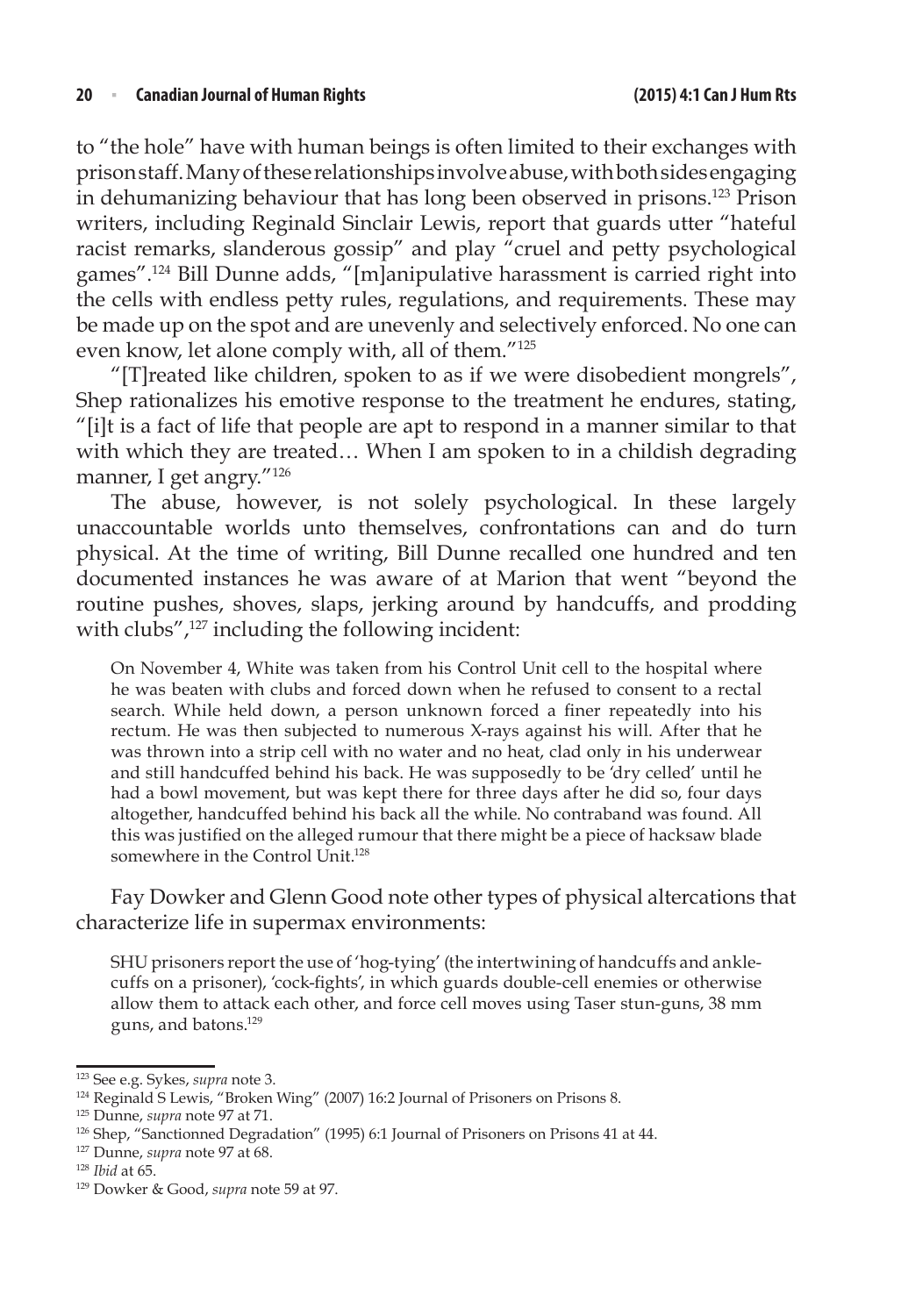to "the hole" have with human beings is often limited to their exchanges with prison staff. Many of these relationships involve abuse, with both sides engaging in dehumanizing behaviour that has long been observed in prisons.[123] Prison writers, including Reginald Sinclair Lewis, report that guards utter "hateful racist remarks, slanderous gossip" and play "cruel and petty psychological games".[124] Bill Dunne adds, "[m]anipulative harassment is carried right into the cells with endless petty rules, regulations, and requirements. These may be made up on the spot and are unevenly and selectively enforced. No one can even know, let alone comply with, all of them."[125]

"[T]reated like children, spoken to as if we were disobedient mongrels", Shep rationalizes his emotive response to the treatment he endures, stating, "[i]t is a fact of life that people are apt to respond in a manner similar to that with which they are treated… When I am spoken to in a childish degrading manner, I get angry."[126]

The abuse, however, is not solely psychological. In these largely unaccountable worlds unto themselves, confrontations can and do turn physical. At the time of writing, Bill Dunne recalled one hundred and ten documented instances he was aware of at Marion that went "beyond the routine pushes, shoves, slaps, jerking around by handcuffs, and prodding with clubs",[127] including the following incident:

> On November 4, White was taken from his Control Unit cell to the hospital where he was beaten with clubs and forced down when he refused to consent to a rectal search. While held down, a person unknown forced a finer repeatedly into his rectum. He was then subjected to numerous X-rays against his will. After that he was thrown into a strip cell with no water and no heat, clad only in his underwear and still handcuffed behind his back. He was supposedly to be 'dry celled' until he had a bowl movement, but was kept there for three days after he did so, four days altogether, handcuffed behind his back all the while. No contraband was found. All this was justified on the alleged rumour that there might be a piece of hacksaw blade somewhere in the Control Unit.[128]

Fay Dowker and Glenn Good note other types of physical altercations that characterize life in supermax environments:

> SHU prisoners report the use of 'hog-tying' (the intertwining of handcuffs and ankle-cuffs on a prisoner), 'cock-fights', in which guards double-cell enemies or otherwise allow them to attack each other, and force cell moves using Taser stun-guns, 38 mm guns, and batons.[129]

---

[123] See e.g. Sykes, *supra* note 3.

[124] Reginald S Lewis, "Broken Wing" (2007) 16:2 Journal of Prisoners on Prisons 8.

[125] Dunne, *supra* note 97 at 71.

[126] Shep, "Sanctionned Degradation" (1995) 6:1 Journal of Prisoners on Prisons 41 at 44.

[127] Dunne, *supra* note 97 at 68.

[128] *Ibid* at 65.

[129] Dowker & Good, *supra* note 59 at 97.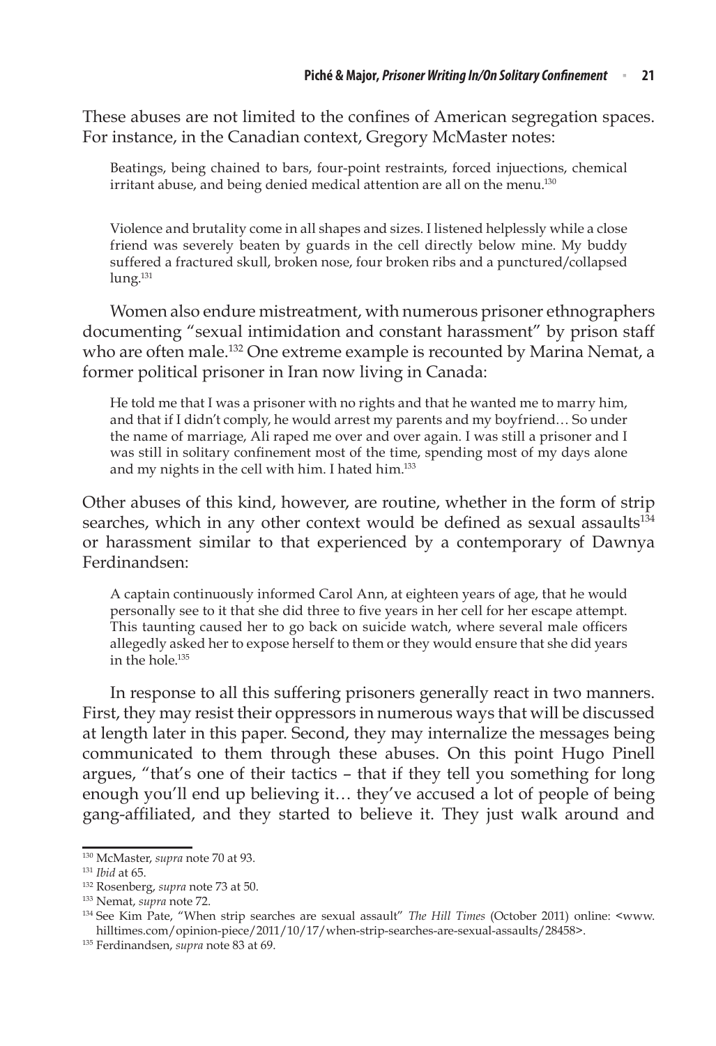These abuses are not limited to the confines of American segregation spaces. For instance, in the Canadian context, Gregory McMaster notes:

> Beatings, being chained to bars, four-point restraints, forced injuections, chemical irritant abuse, and being denied medical attention are all on the menu.[130]

> Violence and brutality come in all shapes and sizes. I listened helplessly while a close friend was severely beaten by guards in the cell directly below mine. My buddy suffered a fractured skull, broken nose, four broken ribs and a punctured/collapsed lung.[131]

Women also endure mistreatment, with numerous prisoner ethnographers documenting "sexual intimidation and constant harassment" by prison staff who are often male.[132] One extreme example is recounted by Marina Nemat, a former political prisoner in Iran now living in Canada:

> He told me that I was a prisoner with no rights and that he wanted me to marry him, and that if I didn't comply, he would arrest my parents and my boyfriend… So under the name of marriage, Ali raped me over and over again. I was still a prisoner and I was still in solitary confinement most of the time, spending most of my days alone and my nights in the cell with him. I hated him.[133]

Other abuses of this kind, however, are routine, whether in the form of strip searches, which in any other context would be defined as sexual assaults[134] or harassment similar to that experienced by a contemporary of Dawnya Ferdinandsen:

> A captain continuously informed Carol Ann, at eighteen years of age, that he would personally see to it that she did three to five years in her cell for her escape attempt. This taunting caused her to go back on suicide watch, where several male officers allegedly asked her to expose herself to them or they would ensure that she did years in the hole.[135]

In response to all this suffering prisoners generally react in two manners. First, they may resist their oppressors in numerous ways that will be discussed at length later in this paper. Second, they may internalize the messages being communicated to them through these abuses. On this point Hugo Pinell argues, "that's one of their tactics – that if they tell you something for long enough you'll end up believing it… they've accused a lot of people of being gang-affiliated, and they started to believe it. They just walk around and

---

[130] McMaster, *supra* note 70 at 93.

[131] *Ibid* at 65.

[132] Rosenberg, *supra* note 73 at 50.

[133] Nemat, *supra* note 72.

[134] See Kim Pate, "When strip searches are sexual assault" *The Hill Times* (October 2011) online: <www.hilltimes.com/opinion-piece/2011/10/17/when-strip-searches-are-sexual-assaults/28458>.

[135] Ferdinandsen, *supra* note 83 at 69.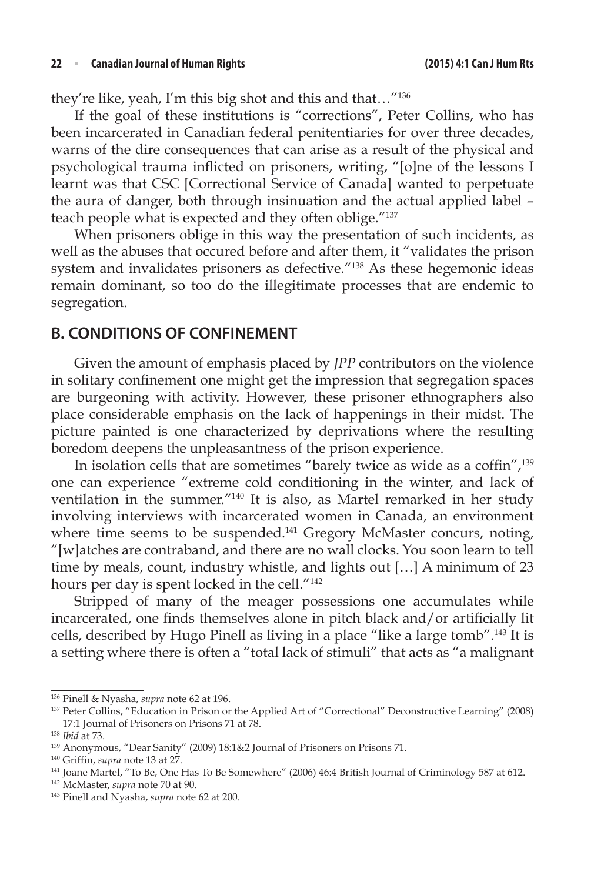they're like, yeah, I'm this big shot and this and that…"[136]

If the goal of these institutions is "corrections", Peter Collins, who has been incarcerated in Canadian federal penitentiaries for over three decades, warns of the dire consequences that can arise as a result of the physical and psychological trauma inflicted on prisoners, writing, "[o]ne of the lessons I learnt was that CSC [Correctional Service of Canada] wanted to perpetuate the aura of danger, both through insinuation and the actual applied label – teach people what is expected and they often oblige."[137]

When prisoners oblige in this way the presentation of such incidents, as well as the abuses that occured before and after them, it "validates the prison system and invalidates prisoners as defective."[138] As these hegemonic ideas remain dominant, so too do the illegitimate processes that are endemic to segregation.

## B. CONDITIONS OF CONFINEMENT

Given the amount of emphasis placed by *JPP* contributors on the violence in solitary confinement one might get the impression that segregation spaces are burgeoning with activity. However, these prisoner ethnographers also place considerable emphasis on the lack of happenings in their midst. The picture painted is one characterized by deprivations where the resulting boredom deepens the unpleasantness of the prison experience.

In isolation cells that are sometimes "barely twice as wide as a coffin",[139] one can experience "extreme cold conditioning in the winter, and lack of ventilation in the summer."[140] It is also, as Martel remarked in her study involving interviews with incarcerated women in Canada, an environment where time seems to be suspended.[141] Gregory McMaster concurs, noting, "[w]atches are contraband, and there are no wall clocks. You soon learn to tell time by meals, count, industry whistle, and lights out […] A minimum of 23 hours per day is spent locked in the cell."[142]

Stripped of many of the meager possessions one accumulates while incarcerated, one finds themselves alone in pitch black and/or artificially lit cells, described by Hugo Pinell as living in a place "like a large tomb".[143] It is a setting where there is often a "total lack of stimuli" that acts as "a malignant

---

[136] Pinell & Nyasha, *supra* note 62 at 196.

[137] Peter Collins, "Education in Prison or the Applied Art of "Correctional" Deconstructive Learning" (2008) 17:1 Journal of Prisoners on Prisons 71 at 78.

[138] *Ibid* at 73.

[139] Anonymous, "Dear Sanity" (2009) 18:1&2 Journal of Prisoners on Prisons 71.

[140] Griffin, *supra* note 13 at 27.

[141] Joane Martel, "To Be, One Has To Be Somewhere" (2006) 46:4 British Journal of Criminology 587 at 612.

[142] McMaster, *supra* note 70 at 90.

[143] Pinell and Nyasha, *supra* note 62 at 200.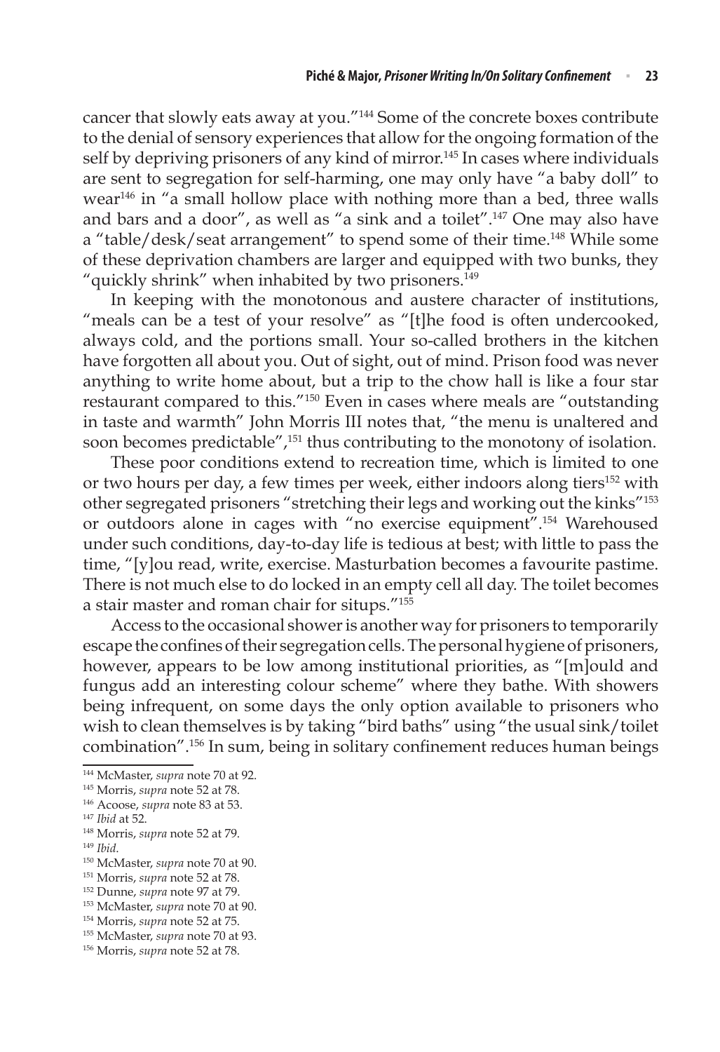cancer that slowly eats away at you."[144] Some of the concrete boxes contribute to the denial of sensory experiences that allow for the ongoing formation of the self by depriving prisoners of any kind of mirror.[145] In cases where individuals are sent to segregation for self-harming, one may only have "a baby doll" to wear[146] in "a small hollow place with nothing more than a bed, three walls and bars and a door", as well as "a sink and a toilet".[147] One may also have a "table/desk/seat arrangement" to spend some of their time.[148] While some of these deprivation chambers are larger and equipped with two bunks, they "quickly shrink" when inhabited by two prisoners.[149]

In keeping with the monotonous and austere character of institutions, "meals can be a test of your resolve" as "[t]he food is often undercooked, always cold, and the portions small. Your so-called brothers in the kitchen have forgotten all about you. Out of sight, out of mind. Prison food was never anything to write home about, but a trip to the chow hall is like a four star restaurant compared to this."[150] Even in cases where meals are "outstanding in taste and warmth" John Morris III notes that, "the menu is unaltered and soon becomes predictable",[151] thus contributing to the monotony of isolation.

These poor conditions extend to recreation time, which is limited to one or two hours per day, a few times per week, either indoors along tiers[152] with other segregated prisoners "stretching their legs and working out the kinks"[153] or outdoors alone in cages with "no exercise equipment".[154] Warehoused under such conditions, day-to-day life is tedious at best; with little to pass the time, "[y]ou read, write, exercise. Masturbation becomes a favourite pastime. There is not much else to do locked in an empty cell all day. The toilet becomes a stair master and roman chair for situps."[155]

Access to the occasional shower is another way for prisoners to temporarily escape the confines of their segregation cells. The personal hygiene of prisoners, however, appears to be low among institutional priorities, as "[m]ould and fungus add an interesting colour scheme" where they bathe. With showers being infrequent, on some days the only option available to prisoners who wish to clean themselves is by taking "bird baths" using "the usual sink/toilet combination".[156] In sum, being in solitary confinement reduces human beings

---

[144] McMaster, *supra* note 70 at 92.

[145] Morris, *supra* note 52 at 78.

[146] Acoose, *supra* note 83 at 53.

[147] *Ibid* at 52.

[148] Morris, *supra* note 52 at 79.

[149] *Ibid*.

[150] McMaster, *supra* note 70 at 90.

[151] Morris, *supra* note 52 at 78.

[152] Dunne, *supra* note 97 at 79.

[153] McMaster, *supra* note 70 at 90.

[154] Morris, *supra* note 52 at 75.

[155] McMaster, *supra* note 70 at 93.

[156] Morris, *supra* note 52 at 78.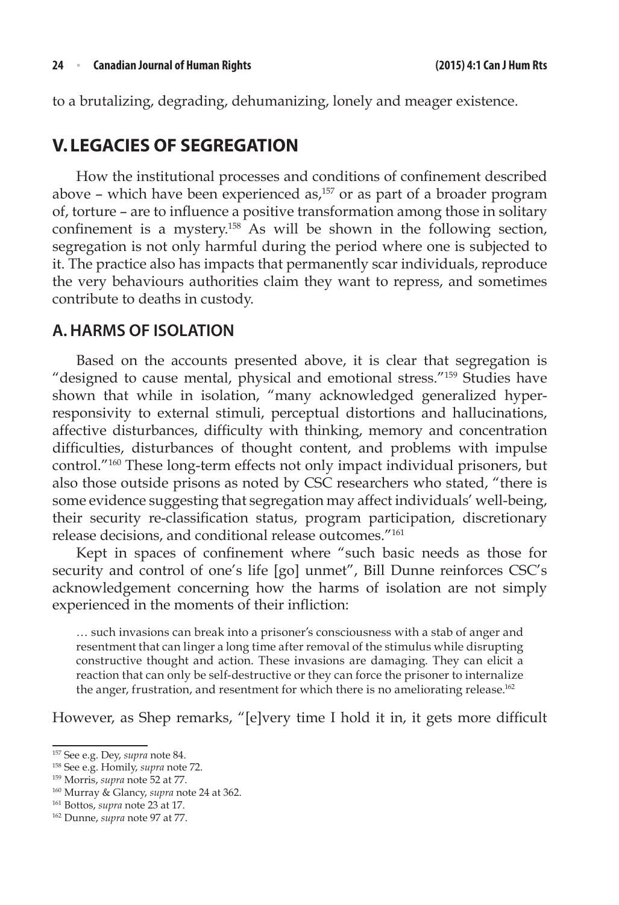to a brutalizing, degrading, dehumanizing, lonely and meager existence.

## V. LEGACIES OF SEGREGATION

How the institutional processes and conditions of confinement described above – which have been experienced as,[157] or as part of a broader program of, torture – are to influence a positive transformation among those in solitary confinement is a mystery.[158] As will be shown in the following section, segregation is not only harmful during the period where one is subjected to it. The practice also has impacts that permanently scar individuals, reproduce the very behaviours authorities claim they want to repress, and sometimes contribute to deaths in custody.

### A. HARMS OF ISOLATION

Based on the accounts presented above, it is clear that segregation is "designed to cause mental, physical and emotional stress."[159] Studies have shown that while in isolation, "many acknowledged generalized hyper-responsivity to external stimuli, perceptual distortions and hallucinations, affective disturbances, difficulty with thinking, memory and concentration difficulties, disturbances of thought content, and problems with impulse control."[160] These long-term effects not only impact individual prisoners, but also those outside prisons as noted by CSC researchers who stated, "there is some evidence suggesting that segregation may affect individuals' well-being, their security re-classification status, program participation, discretionary release decisions, and conditional release outcomes."[161]

Kept in spaces of confinement where "such basic needs as those for security and control of one's life [go] unmet", Bill Dunne reinforces CSC's acknowledgement concerning how the harms of isolation are not simply experienced in the moments of their infliction:

> … such invasions can break into a prisoner's consciousness with a stab of anger and resentment that can linger a long time after removal of the stimulus while disrupting constructive thought and action. These invasions are damaging. They can elicit a reaction that can only be self-destructive or they can force the prisoner to internalize the anger, frustration, and resentment for which there is no ameliorating release.[162]

However, as Shep remarks, "[e]very time I hold it in, it gets more difficult

---

[157] See e.g. Dey, *supra* note 84.

[158] See e.g. Homily, *supra* note 72.

[159] Morris, *supra* note 52 at 77.

[160] Murray & Glancy, *supra* note 24 at 362.

[161] Bottos, *supra* note 23 at 17.

[162] Dunne, *supra* note 97 at 77.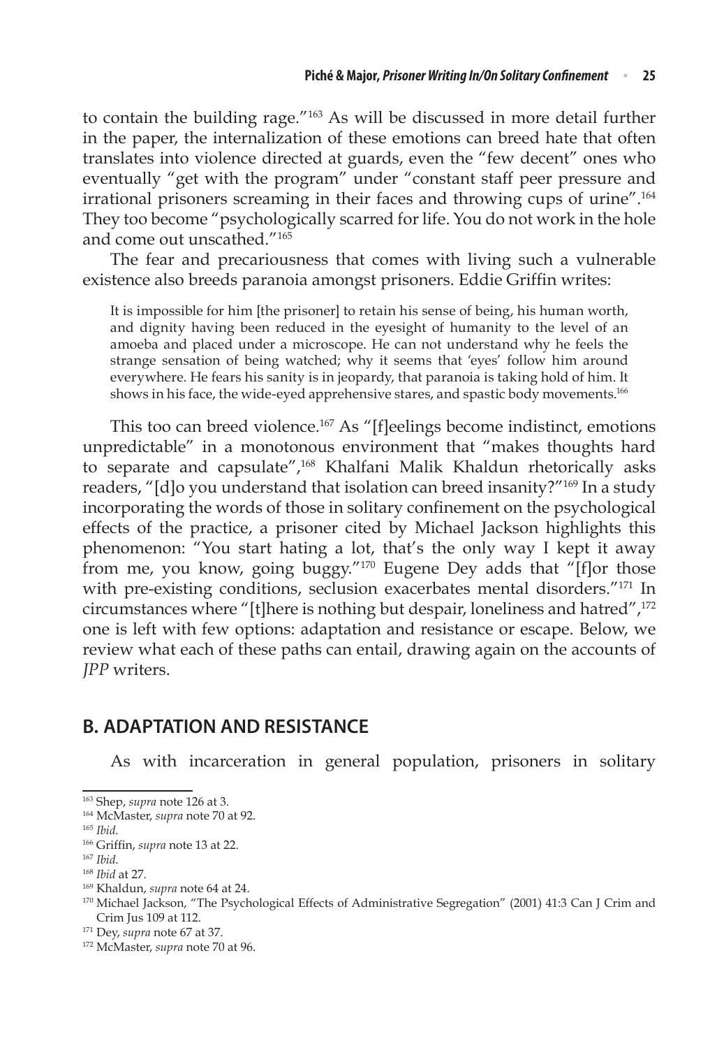to contain the building rage."[163] As will be discussed in more detail further in the paper, the internalization of these emotions can breed hate that often translates into violence directed at guards, even the "few decent" ones who eventually "get with the program" under "constant staff peer pressure and irrational prisoners screaming in their faces and throwing cups of urine".[164] They too become "psychologically scarred for life. You do not work in the hole and come out unscathed."[165]

The fear and precariousness that comes with living such a vulnerable existence also breeds paranoia amongst prisoners. Eddie Griffin writes:

> It is impossible for him [the prisoner] to retain his sense of being, his human worth, and dignity having been reduced in the eyesight of humanity to the level of an amoeba and placed under a microscope. He can not understand why he feels the strange sensation of being watched; why it seems that 'eyes' follow him around everywhere. He fears his sanity is in jeopardy, that paranoia is taking hold of him. It shows in his face, the wide-eyed apprehensive stares, and spastic body movements.[166]

This too can breed violence.[167] As "[f]eelings become indistinct, emotions unpredictable" in a monotonous environment that "makes thoughts hard to separate and capsulate",[168] Khalfani Malik Khaldun rhetorically asks readers, "[d]o you understand that isolation can breed insanity?"[169] In a study incorporating the words of those in solitary confinement on the psychological effects of the practice, a prisoner cited by Michael Jackson highlights this phenomenon: "You start hating a lot, that's the only way I kept it away from me, you know, going buggy."[170] Eugene Dey adds that "[f]or those with pre-existing conditions, seclusion exacerbates mental disorders."[171] In circumstances where "[t]here is nothing but despair, loneliness and hatred",[172] one is left with few options: adaptation and resistance or escape. Below, we review what each of these paths can entail, drawing again on the accounts of *JPP* writers.

## B. ADAPTATION AND RESISTANCE

As with incarceration in general population, prisoners in solitary

---

[163] Shep, *supra* note 126 at 3.

[164] McMaster, *supra* note 70 at 92.

[165] *Ibid.*

[166] Griffin, *supra* note 13 at 22.

[167] *Ibid.*

[168] *Ibid* at 27.

[169] Khaldun, *supra* note 64 at 24.

[170] Michael Jackson, "The Psychological Effects of Administrative Segregation" (2001) 41:3 Can J Crim and Crim Jus 109 at 112.

[171] Dey, *supra* note 67 at 37.

[172] McMaster, *supra* note 70 at 96.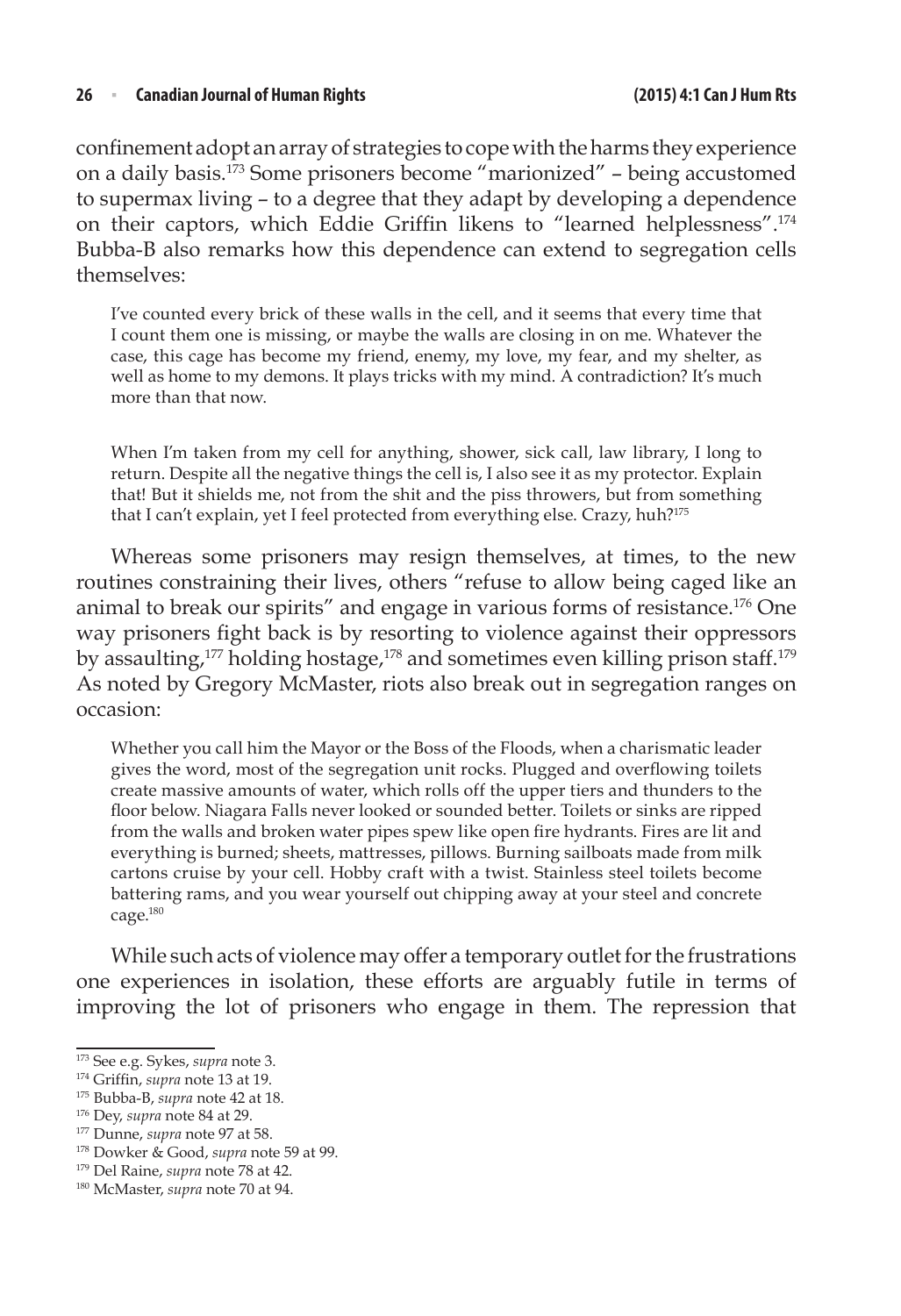confinement adopt an array of strategies to cope with the harms they experience on a daily basis.[173] Some prisoners become "marionized" – being accustomed to supermax living – to a degree that they adapt by developing a dependence on their captors, which Eddie Griffin likens to "learned helplessness".[174] Bubba-B also remarks how this dependence can extend to segregation cells themselves:

> I've counted every brick of these walls in the cell, and it seems that every time that I count them one is missing, or maybe the walls are closing in on me. Whatever the case, this cage has become my friend, enemy, my love, my fear, and my shelter, as well as home to my demons. It plays tricks with my mind. A contradiction? It's much more than that now.
>
> When I'm taken from my cell for anything, shower, sick call, law library, I long to return. Despite all the negative things the cell is, I also see it as my protector. Explain that! But it shields me, not from the shit and the piss throwers, but from something that I can't explain, yet I feel protected from everything else. Crazy, huh?[175]

Whereas some prisoners may resign themselves, at times, to the new routines constraining their lives, others "refuse to allow being caged like an animal to break our spirits" and engage in various forms of resistance.[176] One way prisoners fight back is by resorting to violence against their oppressors by assaulting,[177] holding hostage,[178] and sometimes even killing prison staff.[179] As noted by Gregory McMaster, riots also break out in segregation ranges on occasion:

> Whether you call him the Mayor or the Boss of the Floods, when a charismatic leader gives the word, most of the segregation unit rocks. Plugged and overflowing toilets create massive amounts of water, which rolls off the upper tiers and thunders to the floor below. Niagara Falls never looked or sounded better. Toilets or sinks are ripped from the walls and broken water pipes spew like open fire hydrants. Fires are lit and everything is burned; sheets, mattresses, pillows. Burning sailboats made from milk cartons cruise by your cell. Hobby craft with a twist. Stainless steel toilets become battering rams, and you wear yourself out chipping away at your steel and concrete cage.[180]

While such acts of violence may offer a temporary outlet for the frustrations one experiences in isolation, these efforts are arguably futile in terms of improving the lot of prisoners who engage in them. The repression that

---

[173] See e.g. Sykes, *supra* note 3.

[174] Griffin, *supra* note 13 at 19.

[175] Bubba-B, *supra* note 42 at 18.

[176] Dey, *supra* note 84 at 29.

[177] Dunne, *supra* note 97 at 58.

[178] Dowker & Good, *supra* note 59 at 99.

[179] Del Raine, *supra* note 78 at 42.

[180] McMaster, *supra* note 70 at 94.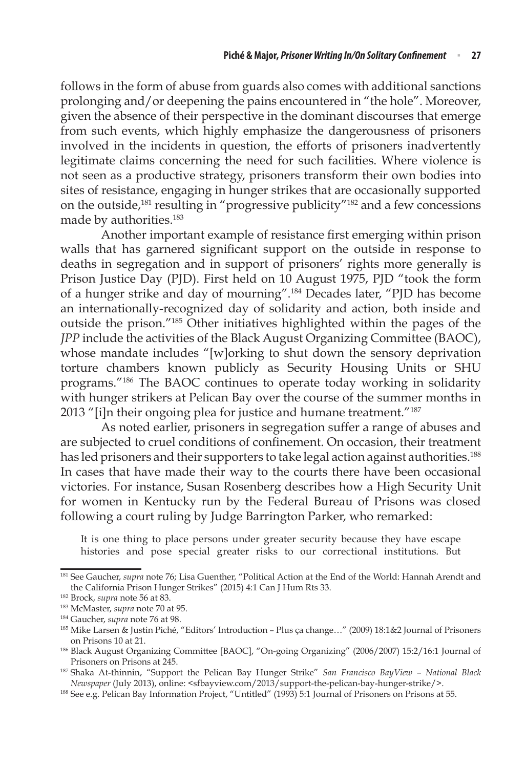follows in the form of abuse from guards also comes with additional sanctions prolonging and/or deepening the pains encountered in "the hole". Moreover, given the absence of their perspective in the dominant discourses that emerge from such events, which highly emphasize the dangerousness of prisoners involved in the incidents in question, the efforts of prisoners inadvertently legitimate claims concerning the need for such facilities. Where violence is not seen as a productive strategy, prisoners transform their own bodies into sites of resistance, engaging in hunger strikes that are occasionally supported on the outside,[181] resulting in "progressive publicity"[182] and a few concessions made by authorities.[183]

Another important example of resistance first emerging within prison walls that has garnered significant support on the outside in response to deaths in segregation and in support of prisoners' rights more generally is Prison Justice Day (PJD). First held on 10 August 1975, PJD "took the form of a hunger strike and day of mourning".[184] Decades later, "PJD has become an internationally-recognized day of solidarity and action, both inside and outside the prison."[185] Other initiatives highlighted within the pages of the *JPP* include the activities of the Black August Organizing Committee (BAOC), whose mandate includes "[w]orking to shut down the sensory deprivation torture chambers known publicly as Security Housing Units or SHU programs."[186] The BAOC continues to operate today working in solidarity with hunger strikers at Pelican Bay over the course of the summer months in 2013 "[i]n their ongoing plea for justice and humane treatment."[187]

As noted earlier, prisoners in segregation suffer a range of abuses and are subjected to cruel conditions of confinement. On occasion, their treatment has led prisoners and their supporters to take legal action against authorities.[188] In cases that have made their way to the courts there have been occasional victories. For instance, Susan Rosenberg describes how a High Security Unit for women in Kentucky run by the Federal Bureau of Prisons was closed following a court ruling by Judge Barrington Parker, who remarked:

> It is one thing to place persons under greater security because they have escape histories and pose special greater risks to our correctional institutions. But

---

[181] See Gaucher, *supra* note 76; Lisa Guenther, "Political Action at the End of the World: Hannah Arendt and the California Prison Hunger Strikes" (2015) 4:1 Can J Hum Rts 33.

[182] Brock, *supra* note 56 at 83.

[183] McMaster, *supra* note 70 at 95.

[184] Gaucher, *supra* note 76 at 98.

[185] Mike Larsen & Justin Piché, "Editors' Introduction – Plus ça change…" (2009) 18:1&2 Journal of Prisoners on Prisons 10 at 21.

[186] Black August Organizing Committee [BAOC], "On-going Organizing" (2006/2007) 15:2/16:1 Journal of Prisoners on Prisons at 245.

[187] Shaka At-thinnin, "Support the Pelican Bay Hunger Strike" *San Francisco BayView – National Black Newspaper* (July 2013), online: <sfbayview.com/2013/support-the-pelican-bay-hunger-strike/>.

[188] See e.g. Pelican Bay Information Project, "Untitled" (1993) 5:1 Journal of Prisoners on Prisons at 55.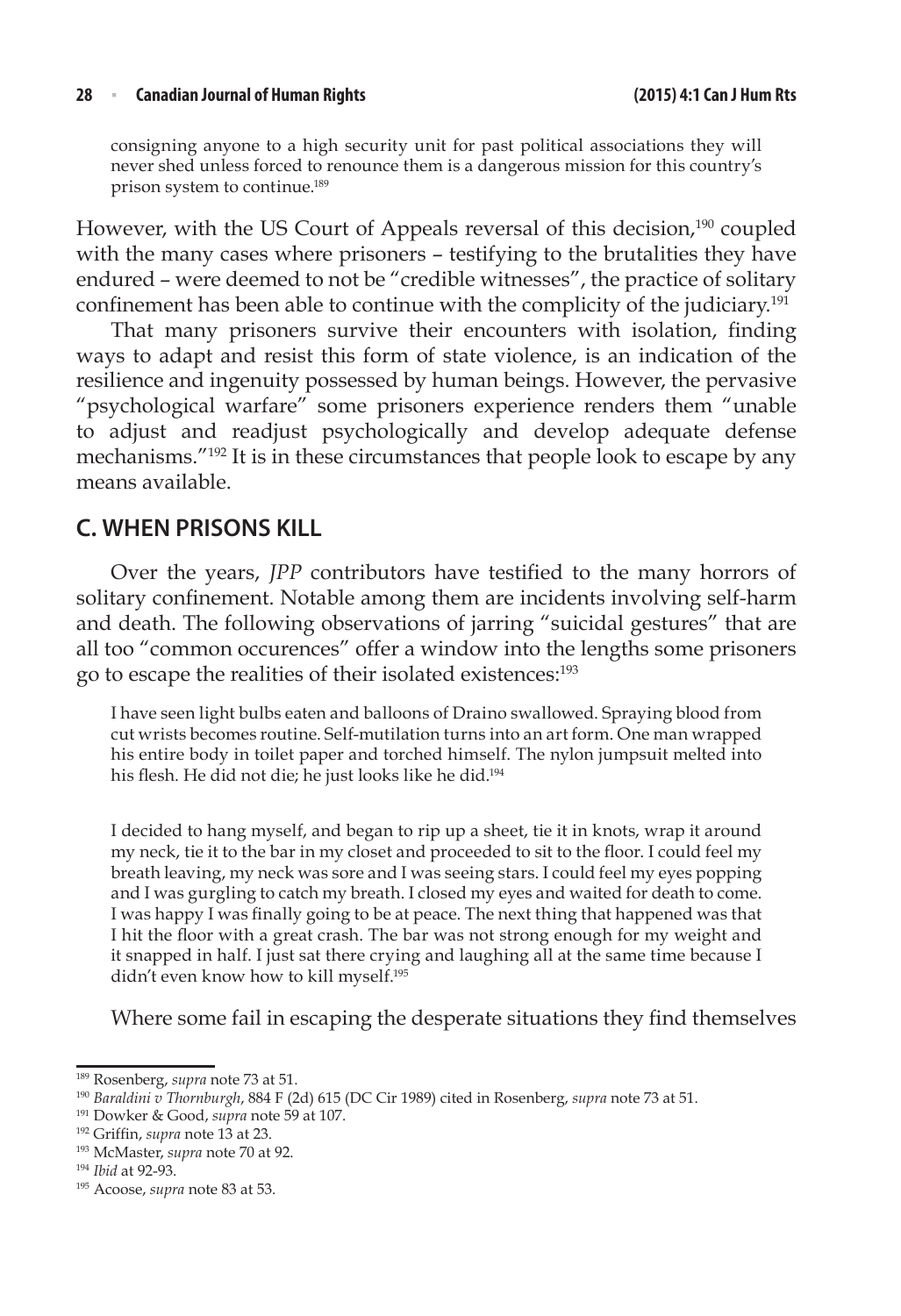> consigning anyone to a high security unit for past political associations they will never shed unless forced to renounce them is a dangerous mission for this country's prison system to continue.[189]

However, with the US Court of Appeals reversal of this decision,[190] coupled with the many cases where prisoners – testifying to the brutalities they have endured – were deemed to not be "credible witnesses", the practice of solitary confinement has been able to continue with the complicity of the judiciary.[191]

That many prisoners survive their encounters with isolation, finding ways to adapt and resist this form of state violence, is an indication of the resilience and ingenuity possessed by human beings. However, the pervasive "psychological warfare" some prisoners experience renders them "unable to adjust and readjust psychologically and develop adequate defense mechanisms."[192] It is in these circumstances that people look to escape by any means available.

## C. WHEN PRISONS KILL

Over the years, *JPP* contributors have testified to the many horrors of solitary confinement. Notable among them are incidents involving self-harm and death. The following observations of jarring "suicidal gestures" that are all too "common occurences" offer a window into the lengths some prisoners go to escape the realities of their isolated existences:[193]

> I have seen light bulbs eaten and balloons of Draino swallowed. Spraying blood from cut wrists becomes routine. Self-mutilation turns into an art form. One man wrapped his entire body in toilet paper and torched himself. The nylon jumpsuit melted into his flesh. He did not die; he just looks like he did.[194]

> I decided to hang myself, and began to rip up a sheet, tie it in knots, wrap it around my neck, tie it to the bar in my closet and proceeded to sit to the floor. I could feel my breath leaving, my neck was sore and I was seeing stars. I could feel my eyes popping and I was gurgling to catch my breath. I closed my eyes and waited for death to come. I was happy I was finally going to be at peace. The next thing that happened was that I hit the floor with a great crash. The bar was not strong enough for my weight and it snapped in half. I just sat there crying and laughing all at the same time because I didn't even know how to kill myself.[195]

Where some fail in escaping the desperate situations they find themselves

---

[189] Rosenberg, *supra* note 73 at 51.

[190] *Baraldini v Thornburgh*, 884 F (2d) 615 (DC Cir 1989) cited in Rosenberg, *supra* note 73 at 51.

[191] Dowker & Good, *supra* note 59 at 107.

[192] Griffin, *supra* note 13 at 23.

[193] McMaster, *supra* note 70 at 92.

[194] *Ibid* at 92-93.

[195] Acoose, *supra* note 83 at 53.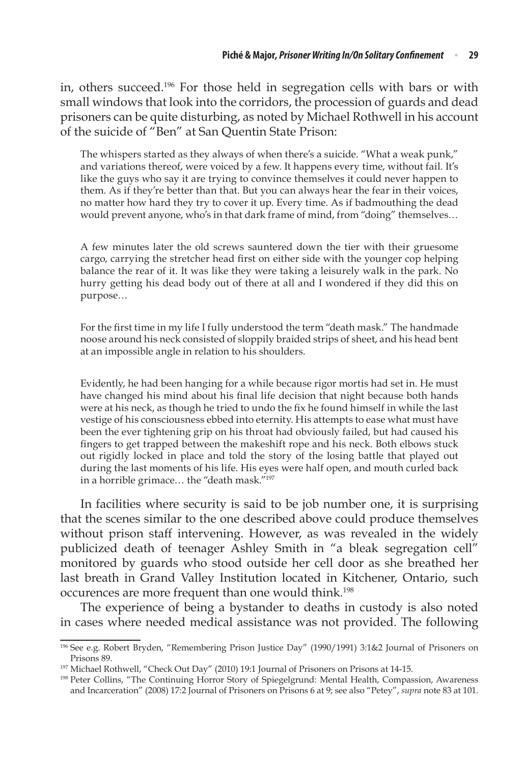in, others succeed.[196] For those held in segregation cells with bars or with small windows that look into the corridors, the procession of guards and dead prisoners can be quite disturbing, as noted by Michael Rothwell in his account of the suicide of "Ben" at San Quentin State Prison:

> The whispers started as they always of when there's a suicide. "What a weak punk," and variations thereof, were voiced by a few. It happens every time, without fail. It's like the guys who say it are trying to convince themselves it could never happen to them. As if they're better than that. But you can always hear the fear in their voices, no matter how hard they try to cover it up. Every time. As if badmouthing the dead would prevent anyone, who's in that dark frame of mind, from "doing" themselves…
>
> A few minutes later the old screws sauntered down the tier with their gruesome cargo, carrying the stretcher head first on either side with the younger cop helping balance the rear of it. It was like they were taking a leisurely walk in the park. No hurry getting his dead body out of there at all and I wondered if they did this on purpose…
>
> For the first time in my life I fully understood the term "death mask." The handmade noose around his neck consisted of sloppily braided strips of sheet, and his head bent at an impossible angle in relation to his shoulders.
>
> Evidently, he had been hanging for a while because rigor mortis had set in. He must have changed his mind about his final life decision that night because both hands were at his neck, as though he tried to undo the fix he found himself in while the last vestige of his consciousness ebbed into eternity. His attempts to ease what must have been the ever tightening grip on his throat had obviously failed, but had caused his fingers to get trapped between the makeshift rope and his neck. Both elbows stuck out rigidly locked in place and told the story of the losing battle that played out during the last moments of his life. His eyes were half open, and mouth curled back in a horrible grimace… the "death mask."[197]

In facilities where security is said to be job number one, it is surprising that the scenes similar to the one described above could produce themselves without prison staff intervening. However, as was revealed in the widely publicized death of teenager Ashley Smith in "a bleak segregation cell" monitored by guards who stood outside her cell door as she breathed her last breath in Grand Valley Institution located in Kitchener, Ontario, such occurences are more frequent than one would think.[198]

The experience of being a bystander to deaths in custody is also noted in cases where needed medical assistance was not provided. The following

---

[196] See e.g. Robert Bryden, "Remembering Prison Justice Day" (1990/1991) 3:1&2 Journal of Prisoners on Prisons 89.

[197] Michael Rothwell, "Check Out Day" (2010) 19:1 Journal of Prisoners on Prisons at 14-15.

[198] Peter Collins, "The Continuing Horror Story of Spiegelgrund: Mental Health, Compassion, Awareness and Incarceration" (2008) 17:2 Journal of Prisoners on Prisons 6 at 9; see also "Petey", *supra* note 83 at 101.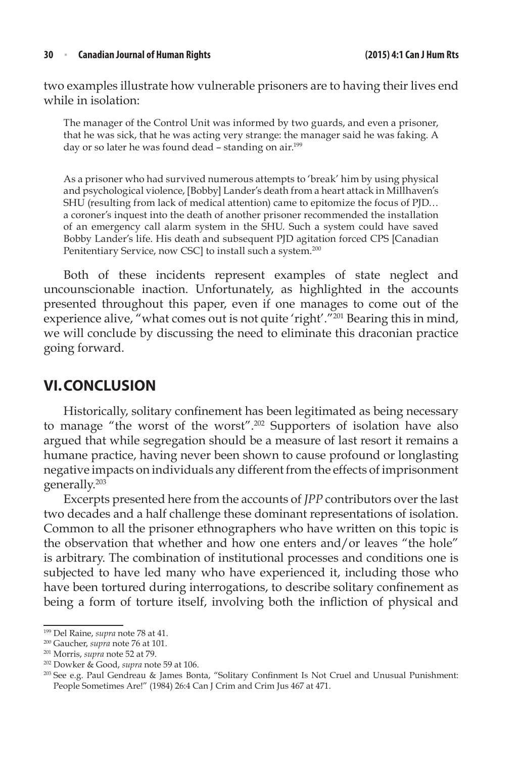two examples illustrate how vulnerable prisoners are to having their lives end while in isolation:

> The manager of the Control Unit was informed by two guards, and even a prisoner, that he was sick, that he was acting very strange: the manager said he was faking. A day or so later he was found dead – standing on air.[199]

> As a prisoner who had survived numerous attempts to 'break' him by using physical and psychological violence, [Bobby] Lander's death from a heart attack in Millhaven's SHU (resulting from lack of medical attention) came to epitomize the focus of PJD… a coroner's inquest into the death of another prisoner recommended the installation of an emergency call alarm system in the SHU. Such a system could have saved Bobby Lander's life. His death and subsequent PJD agitation forced CPS [Canadian Penitentiary Service, now CSC] to install such a system.[200]

Both of these incidents represent examples of state neglect and uncounscionable inaction. Unfortunately, as highlighted in the accounts presented throughout this paper, even if one manages to come out of the experience alive, "what comes out is not quite 'right'."[201] Bearing this in mind, we will conclude by discussing the need to eliminate this draconian practice going forward.

## VI. CONCLUSION

Historically, solitary confinement has been legitimated as being necessary to manage "the worst of the worst".[202] Supporters of isolation have also argued that while segregation should be a measure of last resort it remains a humane practice, having never been shown to cause profound or longlasting negative impacts on individuals any different from the effects of imprisonment generally.[203]

Excerpts presented here from the accounts of *JPP* contributors over the last two decades and a half challenge these dominant representations of isolation. Common to all the prisoner ethnographers who have written on this topic is the observation that whether and how one enters and/or leaves "the hole" is arbitrary. The combination of institutional processes and conditions one is subjected to have led many who have experienced it, including those who have been tortured during interrogations, to describe solitary confinement as being a form of torture itself, involving both the infliction of physical and

---

[199] Del Raine, *supra* note 78 at 41.

[200] Gaucher, *supra* note 76 at 101.

[201] Morris, *supra* note 52 at 79.

[202] Dowker & Good, *supra* note 59 at 106.

[203] See e.g. Paul Gendreau & James Bonta, "Solitary Confinment Is Not Cruel and Unusual Punishment: People Sometimes Are!" (1984) 26:4 Can J Crim and Crim Jus 467 at 471.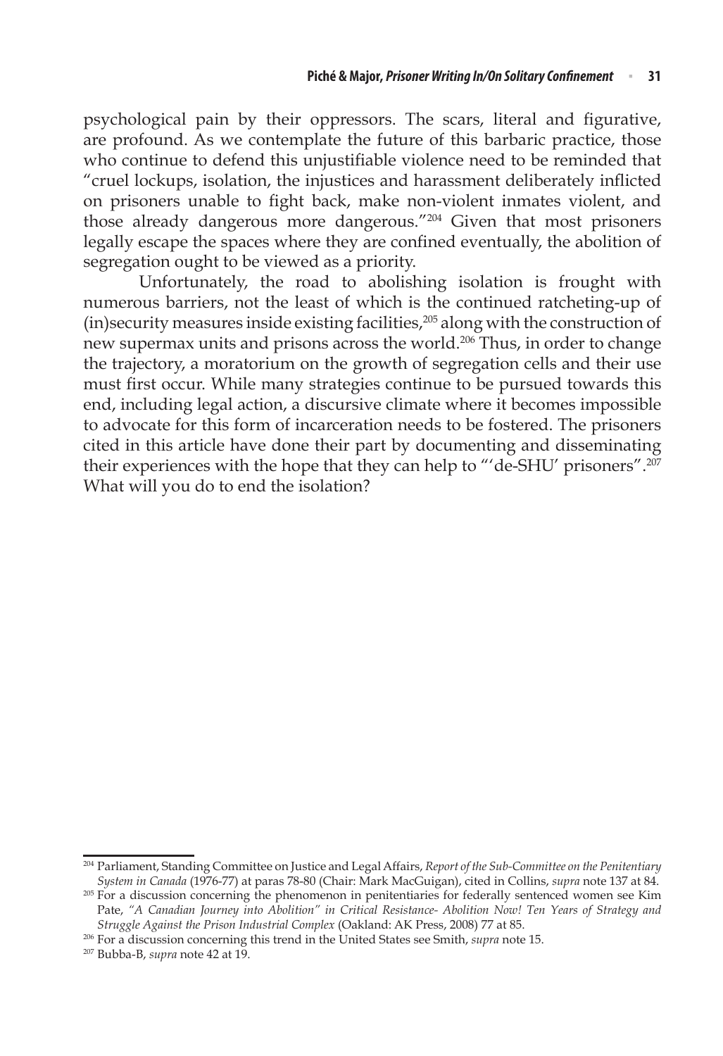psychological pain by their oppressors. The scars, literal and figurative, are profound. As we contemplate the future of this barbaric practice, those who continue to defend this unjustifiable violence need to be reminded that "cruel lockups, isolation, the injustices and harassment deliberately inflicted on prisoners unable to fight back, make non-violent inmates violent, and those already dangerous more dangerous."[204] Given that most prisoners legally escape the spaces where they are confined eventually, the abolition of segregation ought to be viewed as a priority.

Unfortunately, the road to abolishing isolation is frought with numerous barriers, not the least of which is the continued ratcheting-up of (in)security measures inside existing facilities,[205] along with the construction of new supermax units and prisons across the world.[206] Thus, in order to change the trajectory, a moratorium on the growth of segregation cells and their use must first occur. While many strategies continue to be pursued towards this end, including legal action, a discursive climate where it becomes impossible to advocate for this form of incarceration needs to be fostered. The prisoners cited in this article have done their part by documenting and disseminating their experiences with the hope that they can help to "'de-SHU' prisoners".[207] What will you do to end the isolation?

---

[204] Parliament, Standing Committee on Justice and Legal Affairs, *Report of the Sub-Committee on the Penitentiary System in Canada* (1976-77) at paras 78-80 (Chair: Mark MacGuigan), cited in Collins, *supra* note 137 at 84.

[205] For a discussion concerning the phenomenon in penitentiaries for federally sentenced women see Kim Pate, *"A Canadian Journey into Abolition" in Critical Resistance- Abolition Now! Ten Years of Strategy and Struggle Against the Prison Industrial Complex* (Oakland: AK Press, 2008) 77 at 85.

[206] For a discussion concerning this trend in the United States see Smith, *supra* note 15.

[207] Bubba-B, *supra* note 42 at 19.